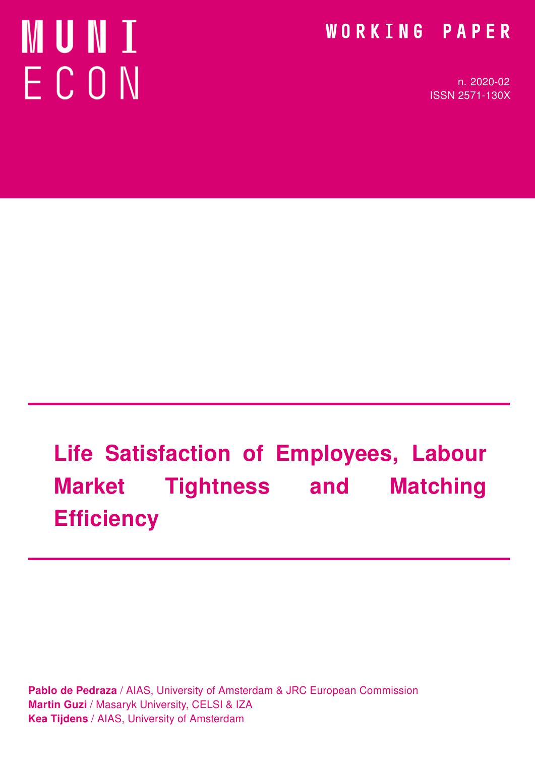MUNI ECON

WORKING PAPER

n. 2020-02
ISSN 2571-130X

# Life Satisfaction of Employees, Labour Market Tightness and Matching Efficiency

**Pablo de Pedraza** / AIAS, University of Amsterdam & JRC European Commission
**Martin Guzi** / Masaryk University, CELSI & IZA
**Kea Tijdens** / AIAS, University of Amsterdam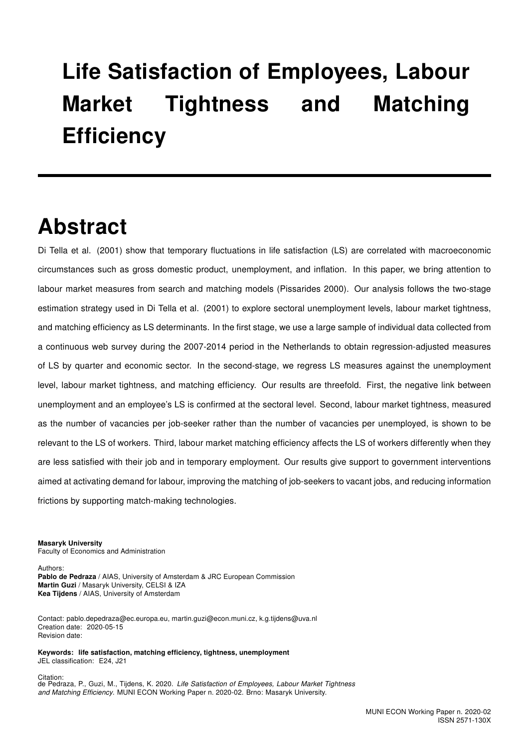# Life Satisfaction of Employees, Labour Market Tightness and Matching Efficiency

# Abstract

Di Tella et al. (2001) show that temporary fluctuations in life satisfaction (LS) are correlated with macroeconomic circumstances such as gross domestic product, unemployment, and inflation. In this paper, we bring attention to labour market measures from search and matching models (Pissarides 2000). Our analysis follows the two-stage estimation strategy used in Di Tella et al. (2001) to explore sectoral unemployment levels, labour market tightness, and matching efficiency as LS determinants. In the first stage, we use a large sample of individual data collected from a continuous web survey during the 2007-2014 period in the Netherlands to obtain regression-adjusted measures of LS by quarter and economic sector. In the second-stage, we regress LS measures against the unemployment level, labour market tightness, and matching efficiency. Our results are threefold. First, the negative link between unemployment and an employee's LS is confirmed at the sectoral level. Second, labour market tightness, measured as the number of vacancies per job-seeker rather than the number of vacancies per unemployed, is shown to be relevant to the LS of workers. Third, labour market matching efficiency affects the LS of workers differently when they are less satisfied with their job and in temporary employment. Our results give support to government interventions aimed at activating demand for labour, improving the matching of job-seekers to vacant jobs, and reducing information frictions by supporting match-making technologies.

**Masaryk University**
Faculty of Economics and Administration

Authors:
**Pablo de Pedraza** / AIAS, University of Amsterdam & JRC European Commission
**Martin Guzi** / Masaryk University, CELSI & IZA
**Kea Tijdens** / AIAS, University of Amsterdam

Contact: pablo.depedraza@ec.europa.eu, martin.guzi@econ.muni.cz, k.g.tijdens@uva.nl
Creation date: 2020-05-15
Revision date:

**Keywords: life satisfaction, matching efficiency, tightness, unemployment**
JEL classification: E24, J21

Citation:
de Pedraza, P., Guzi, M., Tijdens, K. 2020. *Life Satisfaction of Employees, Labour Market Tightness and Matching Efficiency.* MUNI ECON Working Paper n. 2020-02. Brno: Masaryk University.

MUNI ECON Working Paper n. 2020-02
ISSN 2571-130X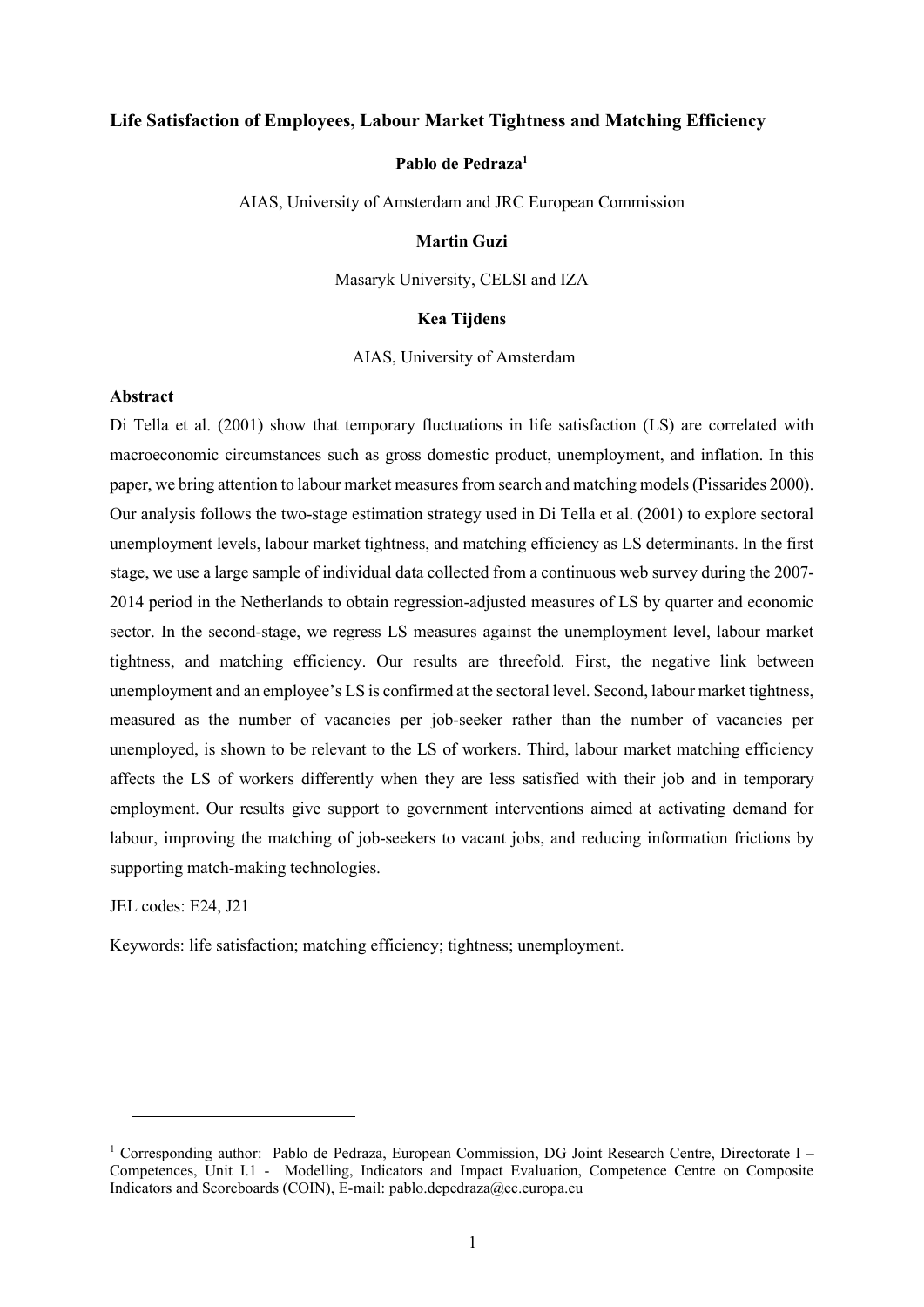# Life Satisfaction of Employees, Labour Market Tightness and Matching Efficiency

**Pablo de Pedraza**[1]

AIAS, University of Amsterdam and JRC European Commission

**Martin Guzi**

Masaryk University, CELSI and IZA

**Kea Tijdens**

AIAS, University of Amsterdam

## Abstract

Di Tella et al. (2001) show that temporary fluctuations in life satisfaction (LS) are correlated with macroeconomic circumstances such as gross domestic product, unemployment, and inflation. In this paper, we bring attention to labour market measures from search and matching models (Pissarides 2000). Our analysis follows the two-stage estimation strategy used in Di Tella et al. (2001) to explore sectoral unemployment levels, labour market tightness, and matching efficiency as LS determinants. In the first stage, we use a large sample of individual data collected from a continuous web survey during the 2007-2014 period in the Netherlands to obtain regression-adjusted measures of LS by quarter and economic sector. In the second-stage, we regress LS measures against the unemployment level, labour market tightness, and matching efficiency. Our results are threefold. First, the negative link between unemployment and an employee's LS is confirmed at the sectoral level. Second, labour market tightness, measured as the number of vacancies per job-seeker rather than the number of vacancies per unemployed, is shown to be relevant to the LS of workers. Third, labour market matching efficiency affects the LS of workers differently when they are less satisfied with their job and in temporary employment. Our results give support to government interventions aimed at activating demand for labour, improving the matching of job-seekers to vacant jobs, and reducing information frictions by supporting match-making technologies.

JEL codes: E24, J21

Keywords: life satisfaction; matching efficiency; tightness; unemployment.

---

[1] Corresponding author: Pablo de Pedraza, European Commission, DG Joint Research Centre, Directorate I – Competences, Unit I.1 - Modelling, Indicators and Impact Evaluation, Competence Centre on Composite Indicators and Scoreboards (COIN), E-mail: pablo.depedraza@ec.europa.eu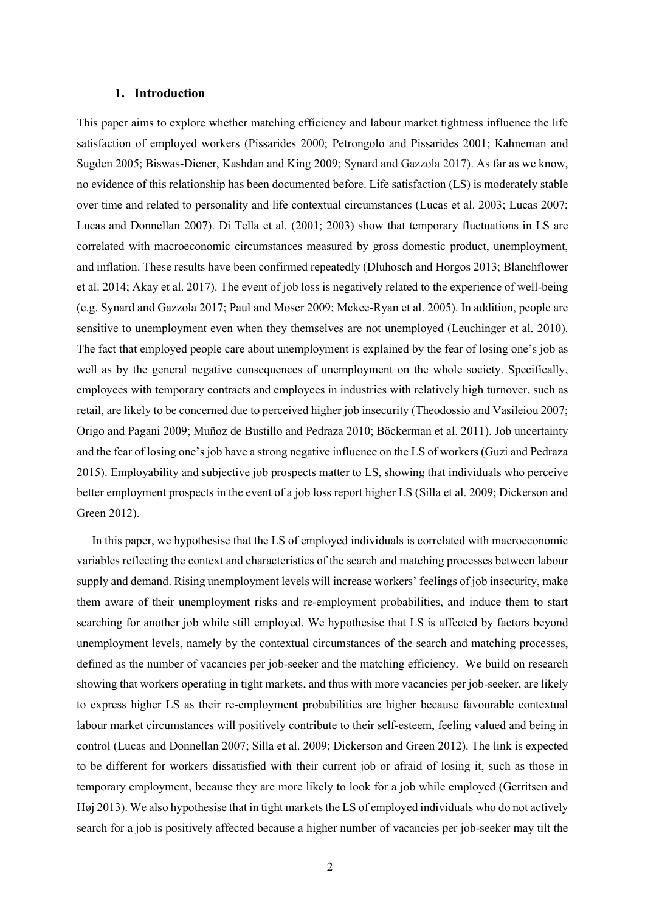## 1. Introduction

This paper aims to explore whether matching efficiency and labour market tightness influence the life satisfaction of employed workers (Pissarides 2000; Petrongolo and Pissarides 2001; Kahneman and Sugden 2005; Biswas-Diener, Kashdan and King 2009; Synard and Gazzola 2017). As far as we know, no evidence of this relationship has been documented before. Life satisfaction (LS) is moderately stable over time and related to personality and life contextual circumstances (Lucas et al. 2003; Lucas 2007; Lucas and Donnellan 2007). Di Tella et al. (2001; 2003) show that temporary fluctuations in LS are correlated with macroeconomic circumstances measured by gross domestic product, unemployment, and inflation. These results have been confirmed repeatedly (Dluhosch and Horgos 2013; Blanchflower et al. 2014; Akay et al. 2017). The event of job loss is negatively related to the experience of well-being (e.g. Synard and Gazzola 2017; Paul and Moser 2009; Mckee-Ryan et al. 2005). In addition, people are sensitive to unemployment even when they themselves are not unemployed (Leuchinger et al. 2010). The fact that employed people care about unemployment is explained by the fear of losing one's job as well as by the general negative consequences of unemployment on the whole society. Specifically, employees with temporary contracts and employees in industries with relatively high turnover, such as retail, are likely to be concerned due to perceived higher job insecurity (Theodossio and Vasileiou 2007; Origo and Pagani 2009; Muñoz de Bustillo and Pedraza 2010; Böckerman et al. 2011). Job uncertainty and the fear of losing one's job have a strong negative influence on the LS of workers (Guzi and Pedraza 2015). Employability and subjective job prospects matter to LS, showing that individuals who perceive better employment prospects in the event of a job loss report higher LS (Silla et al. 2009; Dickerson and Green 2012).

In this paper, we hypothesise that the LS of employed individuals is correlated with macroeconomic variables reflecting the context and characteristics of the search and matching processes between labour supply and demand. Rising unemployment levels will increase workers' feelings of job insecurity, make them aware of their unemployment risks and re-employment probabilities, and induce them to start searching for another job while still employed. We hypothesise that LS is affected by factors beyond unemployment levels, namely by the contextual circumstances of the search and matching processes, defined as the number of vacancies per job-seeker and the matching efficiency. We build on research showing that workers operating in tight markets, and thus with more vacancies per job-seeker, are likely to express higher LS as their re-employment probabilities are higher because favourable contextual labour market circumstances will positively contribute to their self-esteem, feeling valued and being in control (Lucas and Donnellan 2007; Silla et al. 2009; Dickerson and Green 2012). The link is expected to be different for workers dissatisfied with their current job or afraid of losing it, such as those in temporary employment, because they are more likely to look for a job while employed (Gerritsen and Høj 2013). We also hypothesise that in tight markets the LS of employed individuals who do not actively search for a job is positively affected because a higher number of vacancies per job-seeker may tilt the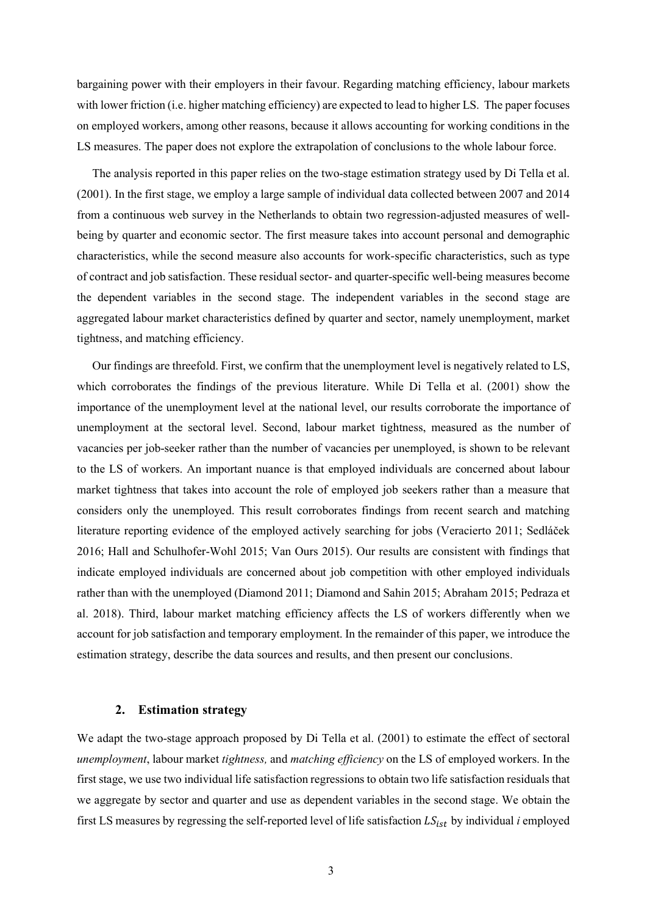bargaining power with their employers in their favour. Regarding matching efficiency, labour markets with lower friction (i.e. higher matching efficiency) are expected to lead to higher LS. The paper focuses on employed workers, among other reasons, because it allows accounting for working conditions in the LS measures. The paper does not explore the extrapolation of conclusions to the whole labour force.

The analysis reported in this paper relies on the two-stage estimation strategy used by Di Tella et al. (2001). In the first stage, we employ a large sample of individual data collected between 2007 and 2014 from a continuous web survey in the Netherlands to obtain two regression-adjusted measures of well-being by quarter and economic sector. The first measure takes into account personal and demographic characteristics, while the second measure also accounts for work-specific characteristics, such as type of contract and job satisfaction. These residual sector- and quarter-specific well-being measures become the dependent variables in the second stage. The independent variables in the second stage are aggregated labour market characteristics defined by quarter and sector, namely unemployment, market tightness, and matching efficiency.

Our findings are threefold. First, we confirm that the unemployment level is negatively related to LS, which corroborates the findings of the previous literature. While Di Tella et al. (2001) show the importance of the unemployment level at the national level, our results corroborate the importance of unemployment at the sectoral level. Second, labour market tightness, measured as the number of vacancies per job-seeker rather than the number of vacancies per unemployed, is shown to be relevant to the LS of workers. An important nuance is that employed individuals are concerned about labour market tightness that takes into account the role of employed job seekers rather than a measure that considers only the unemployed. This result corroborates findings from recent search and matching literature reporting evidence of the employed actively searching for jobs (Veracierto 2011; Sedláček 2016; Hall and Schulhofer-Wohl 2015; Van Ours 2015). Our results are consistent with findings that indicate employed individuals are concerned about job competition with other employed individuals rather than with the unemployed (Diamond 2011; Diamond and Sahin 2015; Abraham 2015; Pedraza et al. 2018). Third, labour market matching efficiency affects the LS of workers differently when we account for job satisfaction and temporary employment. In the remainder of this paper, we introduce the estimation strategy, describe the data sources and results, and then present our conclusions.

## 2. Estimation strategy

We adapt the two-stage approach proposed by Di Tella et al. (2001) to estimate the effect of sectoral *unemployment*, labour market *tightness,* and *matching efficiency* on the LS of employed workers. In the first stage, we use two individual life satisfaction regressions to obtain two life satisfaction residuals that we aggregate by sector and quarter and use as dependent variables in the second stage. We obtain the first LS measures by regressing the self-reported level of life satisfaction $LS_{ist}$ by individual *i* employed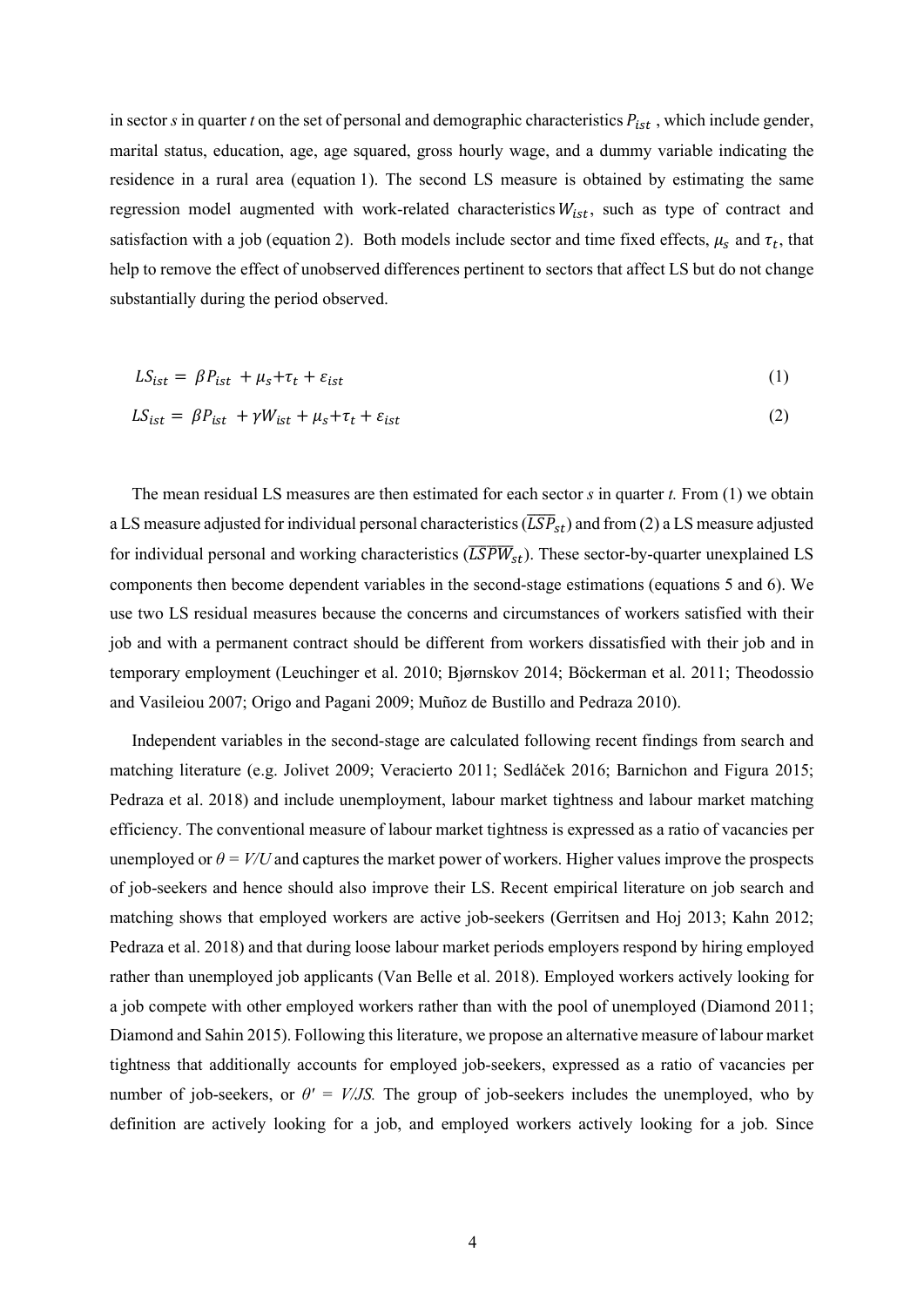in sector *s* in quarter *t* on the set of personal and demographic characteristics $P_{ist}$ , which include gender, marital status, education, age, age squared, gross hourly wage, and a dummy variable indicating the residence in a rural area (equation 1). The second LS measure is obtained by estimating the same regression model augmented with work-related characteristics $W_{ist}$, such as type of contract and satisfaction with a job (equation 2). Both models include sector and time fixed effects, $\mu_s$ and $\tau_t$, that help to remove the effect of unobserved differences pertinent to sectors that affect LS but do not change substantially during the period observed.

$$LS_{ist} = \beta P_{ist} + \mu_s + \tau_t + \varepsilon_{ist} \tag{1}$$

$$LS_{ist} = \beta P_{ist} + \gamma W_{ist} + \mu_s + \tau_t + \varepsilon_{ist} \tag{2}$$

The mean residual LS measures are then estimated for each sector *s* in quarter *t.* From (1) we obtain a LS measure adjusted for individual personal characteristics ($\overline{LSP_{st}}$) and from (2) a LS measure adjusted for individual personal and working characteristics ($\overline{LSPW_{st}}$). These sector-by-quarter unexplained LS components then become dependent variables in the second-stage estimations (equations 5 and 6). We use two LS residual measures because the concerns and circumstances of workers satisfied with their job and with a permanent contract should be different from workers dissatisfied with their job and in temporary employment (Leuchinger et al. 2010; Bjørnskov 2014; Böckerman et al. 2011; Theodossio and Vasileiou 2007; Origo and Pagani 2009; Muñoz de Bustillo and Pedraza 2010).

Independent variables in the second-stage are calculated following recent findings from search and matching literature (e.g. Jolivet 2009; Veracierto 2011; Sedláček 2016; Barnichon and Figura 2015; Pedraza et al. 2018) and include unemployment, labour market tightness and labour market matching efficiency. The conventional measure of labour market tightness is expressed as a ratio of vacancies per unemployed or $\theta = V/U$ and captures the market power of workers. Higher values improve the prospects of job-seekers and hence should also improve their LS. Recent empirical literature on job search and matching shows that employed workers are active job-seekers (Gerritsen and Hoj 2013; Kahn 2012; Pedraza et al. 2018) and that during loose labour market periods employers respond by hiring employed rather than unemployed job applicants (Van Belle et al. 2018). Employed workers actively looking for a job compete with other employed workers rather than with the pool of unemployed (Diamond 2011; Diamond and Sahin 2015). Following this literature, we propose an alternative measure of labour market tightness that additionally accounts for employed job-seekers, expressed as a ratio of vacancies per number of job-seekers, or $\theta' = V/JS$. The group of job-seekers includes the unemployed, who by definition are actively looking for a job, and employed workers actively looking for a job. Since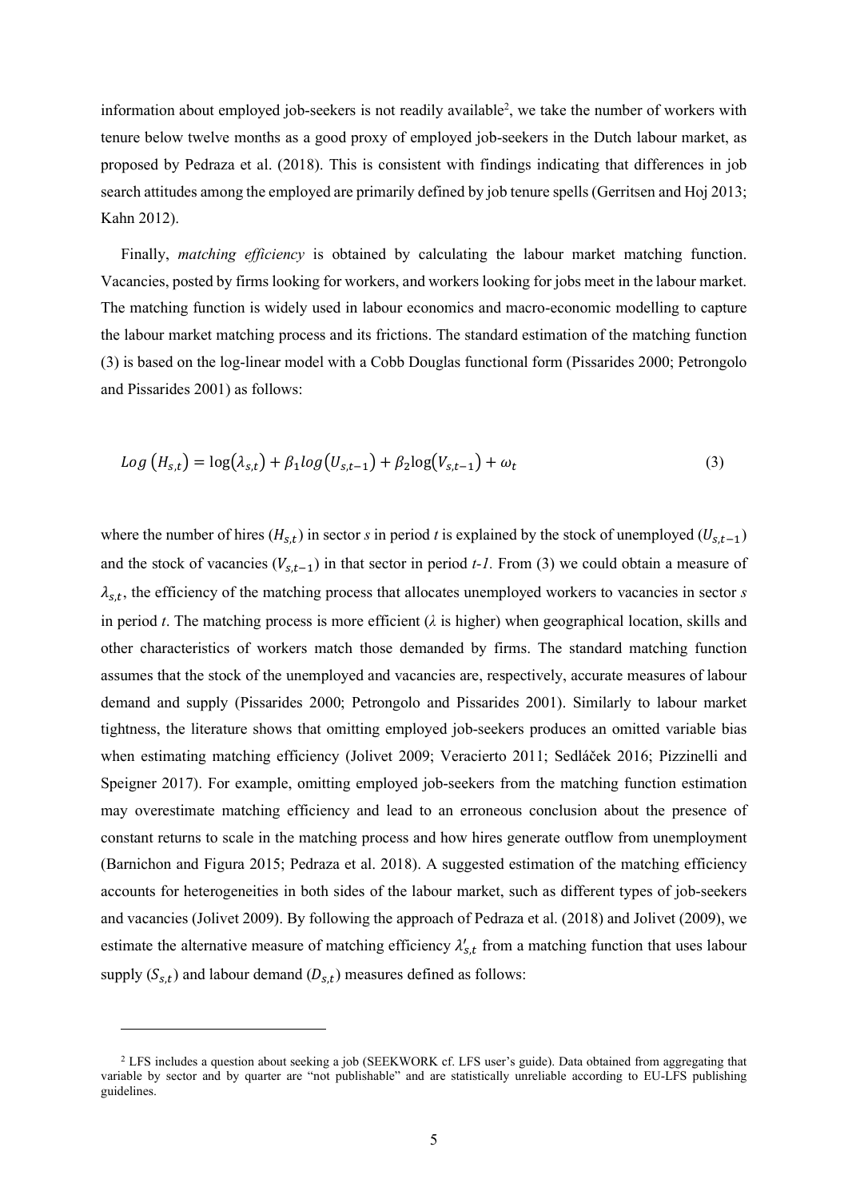information about employed job-seekers is not readily available[2], we take the number of workers with tenure below twelve months as a good proxy of employed job-seekers in the Dutch labour market, as proposed by Pedraza et al. (2018). This is consistent with findings indicating that differences in job search attitudes among the employed are primarily defined by job tenure spells (Gerritsen and Hoj 2013; Kahn 2012).

Finally, *matching efficiency* is obtained by calculating the labour market matching function. Vacancies, posted by firms looking for workers, and workers looking for jobs meet in the labour market. The matching function is widely used in labour economics and macro-economic modelling to capture the labour market matching process and its frictions. The standard estimation of the matching function (3) is based on the log-linear model with a Cobb Douglas functional form (Pissarides 2000; Petrongolo and Pissarides 2001) as follows:

$$Log\left(H_{s,t}\right) = \log(\lambda_{s,t}) + \beta_1 log\left(U_{s,t-1}\right) + \beta_2 \log\left(V_{s,t-1}\right) + \omega_t \tag{3}$$

where the number of hires ($H_{s,t}$) in sector *s* in period *t* is explained by the stock of unemployed ($U_{s,t-1}$) and the stock of vacancies ($V_{s,t-1}$) in that sector in period *t-1.* From (3) we could obtain a measure of $\lambda_{s,t}$, the efficiency of the matching process that allocates unemployed workers to vacancies in sector *s* in period *t*. The matching process is more efficient ($\lambda$ is higher) when geographical location, skills and other characteristics of workers match those demanded by firms. The standard matching function assumes that the stock of the unemployed and vacancies are, respectively, accurate measures of labour demand and supply (Pissarides 2000; Petrongolo and Pissarides 2001). Similarly to labour market tightness, the literature shows that omitting employed job-seekers produces an omitted variable bias when estimating matching efficiency (Jolivet 2009; Veracierto 2011; Sedláček 2016; Pizzinelli and Speigner 2017). For example, omitting employed job-seekers from the matching function estimation may overestimate matching efficiency and lead to an erroneous conclusion about the presence of constant returns to scale in the matching process and how hires generate outflow from unemployment (Barnichon and Figura 2015; Pedraza et al. 2018). A suggested estimation of the matching efficiency accounts for heterogeneities in both sides of the labour market, such as different types of job-seekers and vacancies (Jolivet 2009). By following the approach of Pedraza et al. (2018) and Jolivet (2009), we estimate the alternative measure of matching efficiency $\lambda'_{s,t}$ from a matching function that uses labour supply ($S_{s,t}$) and labour demand ($D_{s,t}$) measures defined as follows:

---

[2] LFS includes a question about seeking a job (SEEKWORK cf. LFS user's guide). Data obtained from aggregating that variable by sector and by quarter are "not publishable" and are statistically unreliable according to EU-LFS publishing guidelines.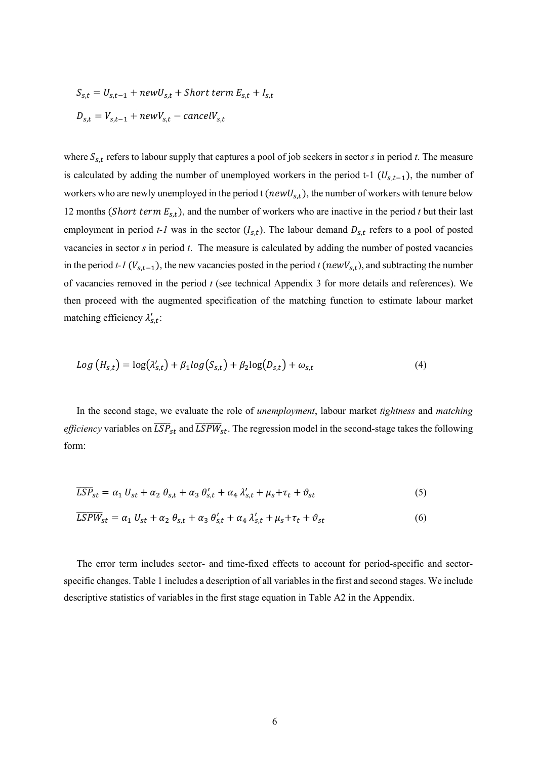$$S_{s,t} = U_{s,t-1} + newU_{s,t} + Short\ term\ E_{s,t} + I_{s,t}$$

$$D_{s,t} = V_{s,t-1} + newV_{s,t} - cancelV_{s,t}$$

where $S_{s,t}$ refers to labour supply that captures a pool of job seekers in sector *s* in period *t*. The measure is calculated by adding the number of unemployed workers in the period t-1 ($U_{s,t-1}$), the number of workers who are newly unemployed in the period t ($newU_{s,t}$), the number of workers with tenure below 12 months ($Short\ term\ E_{s,t}$), and the number of workers who are inactive in the period *t* but their last employment in period *t-1* was in the sector ($I_{s,t}$). The labour demand $D_{s,t}$ refers to a pool of posted vacancies in sector *s* in period *t*. The measure is calculated by adding the number of posted vacancies in the period *t-1* ($V_{s,t-1}$), the new vacancies posted in the period *t* ($newV_{s,t}$), and subtracting the number of vacancies removed in the period *t* (see technical Appendix 3 for more details and references). We then proceed with the augmented specification of the matching function to estimate labour market matching efficiency $\lambda'_{s,t}$:

$$Log\ (H_{s,t}) = \log(\lambda'_{s,t}) + \beta_1 log(S_{s,t}) + \beta_2 \log(D_{s,t}) + \omega_{s,t} \tag{4}$$

In the second stage, we evaluate the role of *unemployment*, labour market *tightness* and *matching efficiency* variables on $\overline{LSP}_{st}$ and $\overline{LSPW}_{st}$. The regression model in the second-stage takes the following form:

$$\overline{LSP}_{st} = \alpha_1\, U_{st} + \alpha_2\, \theta_{s,t} + \alpha_3\, \theta'_{s,t} + \alpha_4\, \lambda'_{s,t} + \mu_s + \tau_t + \vartheta_{st} \tag{5}$$

$$\overline{LSPW}_{st} = \alpha_1\, U_{st} + \alpha_2\, \theta_{s,t} + \alpha_3\, \theta'_{s,t} + \alpha_4\, \lambda'_{s,t} + \mu_s + \tau_t + \vartheta_{st} \tag{6}$$

The error term includes sector- and time-fixed effects to account for period-specific and sector-specific changes. Table 1 includes a description of all variables in the first and second stages. We include descriptive statistics of variables in the first stage equation in Table A2 in the Appendix.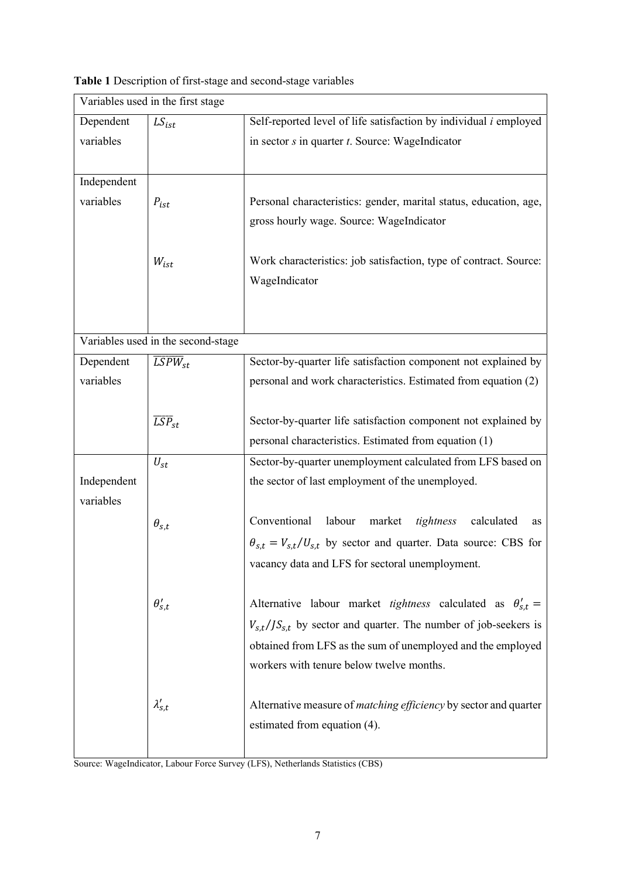**Table 1** Description of first-stage and second-stage variables

| Variables used in the first stage | | |
|---|---|---|
| Dependent variables | $LS_{ist}$ | Self-reported level of life satisfaction by individual *i* employed in sector *s* in quarter *t*. Source: WageIndicator |
| Independent variables | $P_{ist}$ | Personal characteristics: gender, marital status, education, age, gross hourly wage. Source: WageIndicator |
| | $W_{ist}$ | Work characteristics: job satisfaction, type of contract. Source: WageIndicator |
| **Variables used in the second-stage** | | |
| Dependent variables | $\overline{LSPW}_{st}$ | Sector-by-quarter life satisfaction component not explained by personal and work characteristics. Estimated from equation (2) |
| | $\overline{LSP}_{st}$ | Sector-by-quarter life satisfaction component not explained by personal characteristics. Estimated from equation (1) |
| Independent variables | $U_{st}$ | Sector-by-quarter unemployment calculated from LFS based on the sector of last employment of the unemployed. |
| | $\theta_{s,t}$ | Conventional labour market *tightness* calculated as $\theta_{s,t} = V_{s,t}/U_{s,t}$ by sector and quarter. Data source: CBS for vacancy data and LFS for sectoral unemployment. |
| | $\theta'_{s,t}$ | Alternative labour market *tightness* calculated as $\theta'_{s,t} = V_{s,t}/JS_{s,t}$ by sector and quarter. The number of job-seekers is obtained from LFS as the sum of unemployed and the employed workers with tenure below twelve months. |
| | $\lambda'_{s,t}$ | Alternative measure of *matching efficiency* by sector and quarter estimated from equation (4). |

Source: WageIndicator, Labour Force Survey (LFS), Netherlands Statistics (CBS)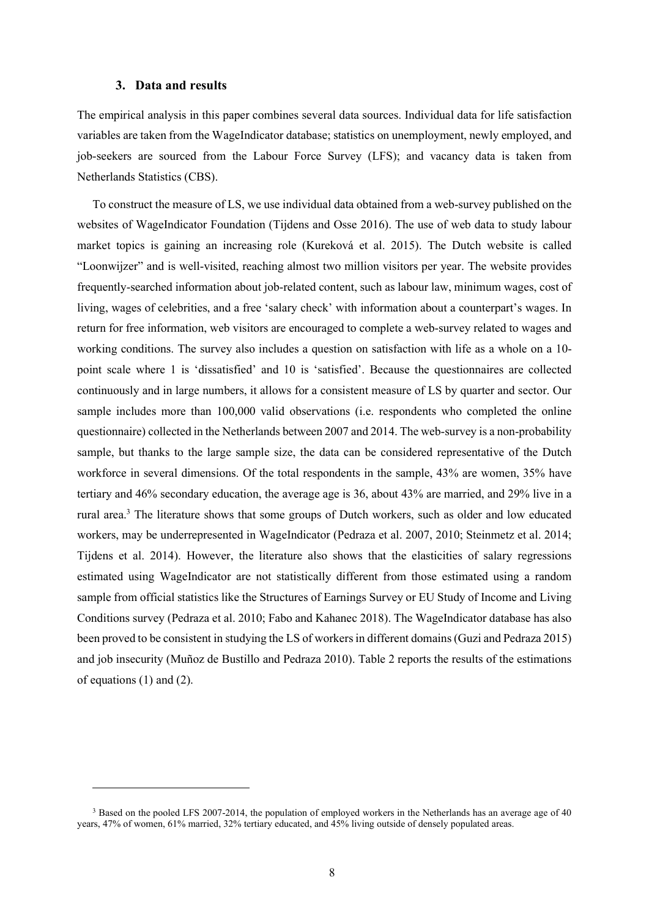### 3. Data and results

The empirical analysis in this paper combines several data sources. Individual data for life satisfaction variables are taken from the WageIndicator database; statistics on unemployment, newly employed, and job-seekers are sourced from the Labour Force Survey (LFS); and vacancy data is taken from Netherlands Statistics (CBS).

To construct the measure of LS, we use individual data obtained from a web-survey published on the websites of WageIndicator Foundation (Tijdens and Osse 2016). The use of web data to study labour market topics is gaining an increasing role (Kureková et al. 2015). The Dutch website is called "Loonwijzer" and is well-visited, reaching almost two million visitors per year. The website provides frequently-searched information about job-related content, such as labour law, minimum wages, cost of living, wages of celebrities, and a free 'salary check' with information about a counterpart's wages. In return for free information, web visitors are encouraged to complete a web-survey related to wages and working conditions. The survey also includes a question on satisfaction with life as a whole on a 10-point scale where 1 is 'dissatisfied' and 10 is 'satisfied'. Because the questionnaires are collected continuously and in large numbers, it allows for a consistent measure of LS by quarter and sector. Our sample includes more than 100,000 valid observations (i.e. respondents who completed the online questionnaire) collected in the Netherlands between 2007 and 2014. The web-survey is a non-probability sample, but thanks to the large sample size, the data can be considered representative of the Dutch workforce in several dimensions. Of the total respondents in the sample, 43% are women, 35% have tertiary and 46% secondary education, the average age is 36, about 43% are married, and 29% live in a rural area.[3] The literature shows that some groups of Dutch workers, such as older and low educated workers, may be underrepresented in WageIndicator (Pedraza et al. 2007, 2010; Steinmetz et al. 2014; Tijdens et al. 2014). However, the literature also shows that the elasticities of salary regressions estimated using WageIndicator are not statistically different from those estimated using a random sample from official statistics like the Structures of Earnings Survey or EU Study of Income and Living Conditions survey (Pedraza et al. 2010; Fabo and Kahanec 2018). The WageIndicator database has also been proved to be consistent in studying the LS of workers in different domains (Guzi and Pedraza 2015) and job insecurity (Muñoz de Bustillo and Pedraza 2010). Table 2 reports the results of the estimations of equations (1) and (2).

---

[3] Based on the pooled LFS 2007-2014, the population of employed workers in the Netherlands has an average age of 40 years, 47% of women, 61% married, 32% tertiary educated, and 45% living outside of densely populated areas.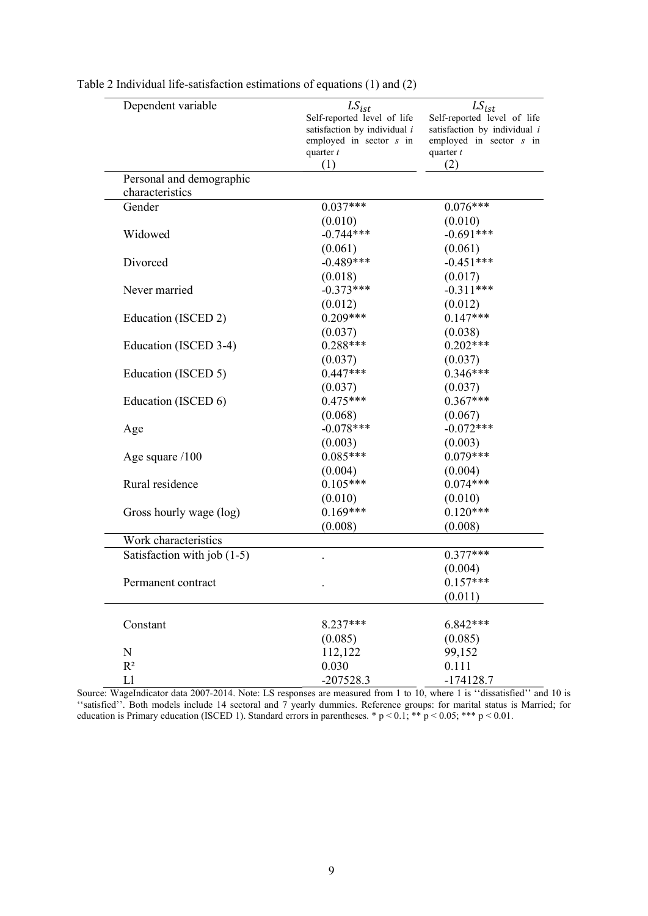Table 2 Individual life-satisfaction estimations of equations (1) and (2)

| Dependent variable | $LS_{ist}$ Self-reported level of life satisfaction by individual *i* employed in sector *s* in quarter *t* (1) | $LS_{ist}$ Self-reported level of life satisfaction by individual *i* employed in sector *s* in quarter *t* (2) |
|---|---|---|
| Personal and demographic characteristics | | |
| Gender | 0.037*** | 0.076*** |
| | (0.010) | (0.010) |
| Widowed | -0.744*** | -0.691*** |
| | (0.061) | (0.061) |
| Divorced | -0.489*** | -0.451*** |
| | (0.018) | (0.017) |
| Never married | -0.373*** | -0.311*** |
| | (0.012) | (0.012) |
| Education (ISCED 2) | 0.209*** | 0.147*** |
| | (0.037) | (0.038) |
| Education (ISCED 3-4) | 0.288*** | 0.202*** |
| | (0.037) | (0.037) |
| Education (ISCED 5) | 0.447*** | 0.346*** |
| | (0.037) | (0.037) |
| Education (ISCED 6) | 0.475*** | 0.367*** |
| | (0.068) | (0.067) |
| Age | -0.078*** | -0.072*** |
| | (0.003) | (0.003) |
| Age square /100 | 0.085*** | 0.079*** |
| | (0.004) | (0.004) |
| Rural residence | 0.105*** | 0.074*** |
| | (0.010) | (0.010) |
| Gross hourly wage (log) | 0.169*** | 0.120*** |
| | (0.008) | (0.008) |
| Work characteristics | | |
| Satisfaction with job (1-5) | . | 0.377*** |
| | | (0.004) |
| Permanent contract | . | 0.157*** |
| | | (0.011) |
| Constant | 8.237*** | 6.842*** |
| | (0.085) | (0.085) |
| N | 112,122 | 99,152 |
| $R^2$ | 0.030 | 0.111 |
| Ll | -207528.3 | -174128.7 |

Source: WageIndicator data 2007-2014. Note: LS responses are measured from 1 to 10, where 1 is ''dissatisfied'' and 10 is ''satisfied''. Both models include 14 sectoral and 7 yearly dummies. Reference groups: for marital status is Married; for education is Primary education (ISCED 1). Standard errors in parentheses. * $p < 0.1$; ** $p < 0.05$; *** $p < 0.01$.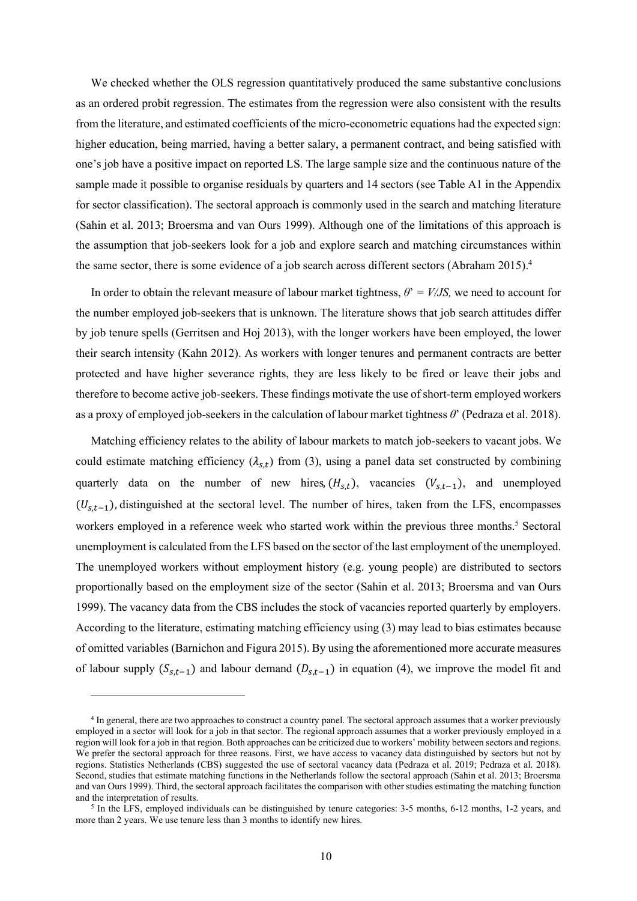We checked whether the OLS regression quantitatively produced the same substantive conclusions as an ordered probit regression. The estimates from the regression were also consistent with the results from the literature, and estimated coefficients of the micro-econometric equations had the expected sign: higher education, being married, having a better salary, a permanent contract, and being satisfied with one's job have a positive impact on reported LS. The large sample size and the continuous nature of the sample made it possible to organise residuals by quarters and 14 sectors (see Table A1 in the Appendix for sector classification). The sectoral approach is commonly used in the search and matching literature (Sahin et al. 2013; Broersma and van Ours 1999). Although one of the limitations of this approach is the assumption that job-seekers look for a job and explore search and matching circumstances within the same sector, there is some evidence of a job search across different sectors (Abraham 2015).[4]

In order to obtain the relevant measure of labour market tightness, $\theta' = V/JS$, we need to account for the number employed job-seekers that is unknown. The literature shows that job search attitudes differ by job tenure spells (Gerritsen and Hoj 2013), with the longer workers have been employed, the lower their search intensity (Kahn 2012). As workers with longer tenures and permanent contracts are better protected and have higher severance rights, they are less likely to be fired or leave their jobs and therefore to become active job-seekers. These findings motivate the use of short-term employed workers as a proxy of employed job-seekers in the calculation of labour market tightness $\theta'$ (Pedraza et al. 2018).

Matching efficiency relates to the ability of labour markets to match job-seekers to vacant jobs. We could estimate matching efficiency ($\lambda_{s,t}$) from (3), using a panel data set constructed by combining quarterly data on the number of new hires, ($H_{s,t}$), vacancies ($V_{s,t-1}$), and unemployed ($U_{s,t-1}$), distinguished at the sectoral level. The number of hires, taken from the LFS, encompasses workers employed in a reference week who started work within the previous three months.[5] Sectoral unemployment is calculated from the LFS based on the sector of the last employment of the unemployed. The unemployed workers without employment history (e.g. young people) are distributed to sectors proportionally based on the employment size of the sector (Sahin et al. 2013; Broersma and van Ours 1999). The vacancy data from the CBS includes the stock of vacancies reported quarterly by employers. According to the literature, estimating matching efficiency using (3) may lead to bias estimates because of omitted variables (Barnichon and Figura 2015). By using the aforementioned more accurate measures of labour supply ($S_{s,t-1}$) and labour demand ($D_{s,t-1}$) in equation (4), we improve the model fit and

---

[4] In general, there are two approaches to construct a country panel. The sectoral approach assumes that a worker previously employed in a sector will look for a job in that sector. The regional approach assumes that a worker previously employed in a region will look for a job in that region. Both approaches can be criticized due to workers' mobility between sectors and regions. We prefer the sectoral approach for three reasons. First, we have access to vacancy data distinguished by sectors but not by regions. Statistics Netherlands (CBS) suggested the use of sectoral vacancy data (Pedraza et al. 2019; Pedraza et al. 2018). Second, studies that estimate matching functions in the Netherlands follow the sectoral approach (Sahin et al. 2013; Broersma and van Ours 1999). Third, the sectoral approach facilitates the comparison with other studies estimating the matching function and the interpretation of results.

[5] In the LFS, employed individuals can be distinguished by tenure categories: 3-5 months, 6-12 months, 1-2 years, and more than 2 years. We use tenure less than 3 months to identify new hires.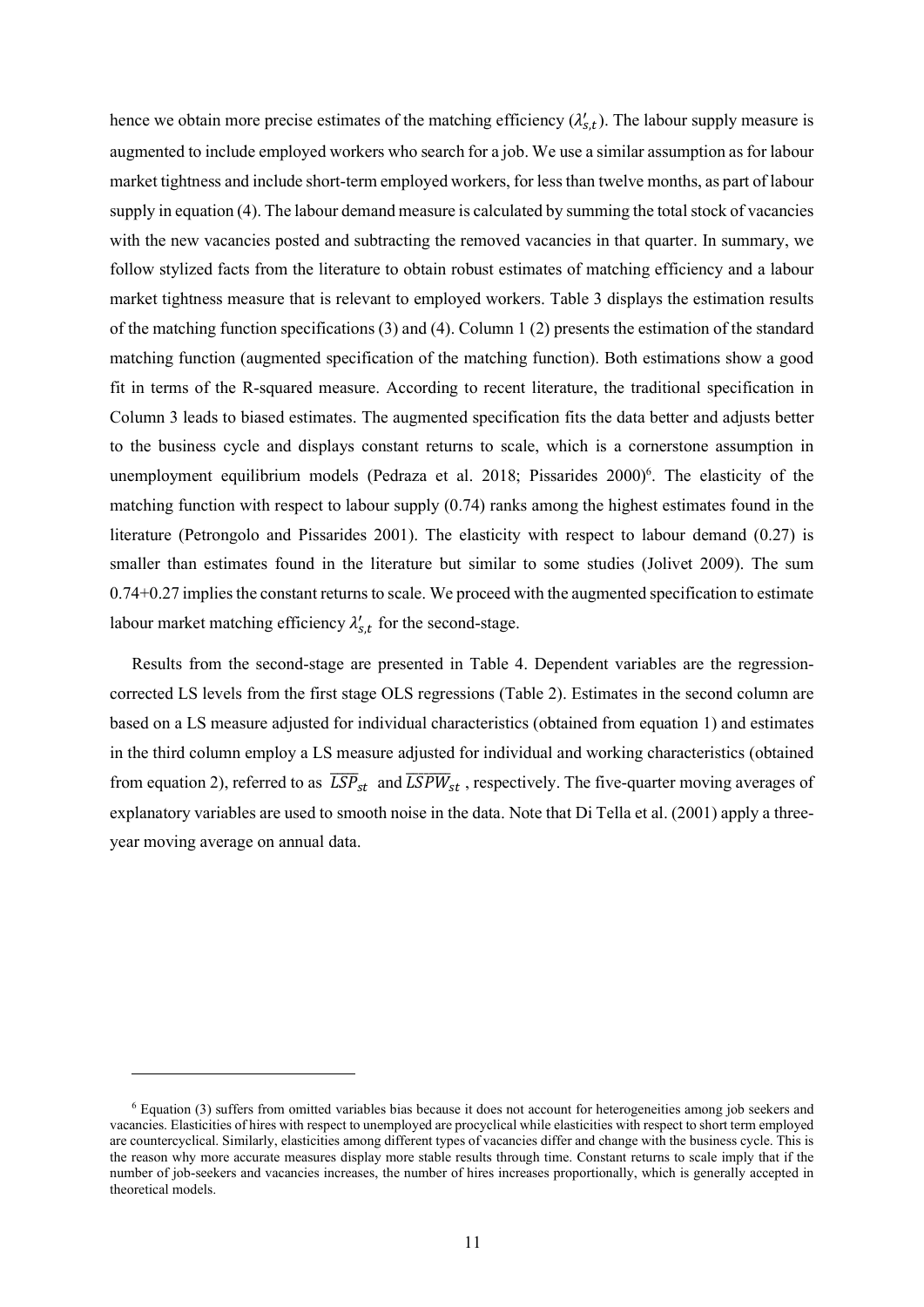hence we obtain more precise estimates of the matching efficiency ($\lambda'_{s,t}$). The labour supply measure is augmented to include employed workers who search for a job. We use a similar assumption as for labour market tightness and include short-term employed workers, for less than twelve months, as part of labour supply in equation (4). The labour demand measure is calculated by summing the total stock of vacancies with the new vacancies posted and subtracting the removed vacancies in that quarter. In summary, we follow stylized facts from the literature to obtain robust estimates of matching efficiency and a labour market tightness measure that is relevant to employed workers. Table 3 displays the estimation results of the matching function specifications (3) and (4). Column 1 (2) presents the estimation of the standard matching function (augmented specification of the matching function). Both estimations show a good fit in terms of the R-squared measure. According to recent literature, the traditional specification in Column 3 leads to biased estimates. The augmented specification fits the data better and adjusts better to the business cycle and displays constant returns to scale, which is a cornerstone assumption in unemployment equilibrium models (Pedraza et al. 2018; Pissarides 2000)[6]. The elasticity of the matching function with respect to labour supply (0.74) ranks among the highest estimates found in the literature (Petrongolo and Pissarides 2001). The elasticity with respect to labour demand (0.27) is smaller than estimates found in the literature but similar to some studies (Jolivet 2009). The sum 0.74+0.27 implies the constant returns to scale. We proceed with the augmented specification to estimate labour market matching efficiency $\lambda'_{s,t}$ for the second-stage.

Results from the second-stage are presented in Table 4. Dependent variables are the regression-corrected LS levels from the first stage OLS regressions (Table 2). Estimates in the second column are based on a LS measure adjusted for individual characteristics (obtained from equation 1) and estimates in the third column employ a LS measure adjusted for individual and working characteristics (obtained from equation 2), referred to as $\overline{LSP}_{st}$ and $\overline{LSPW}_{st}$, respectively. The five-quarter moving averages of explanatory variables are used to smooth noise in the data. Note that Di Tella et al. (2001) apply a three-year moving average on annual data.

[6] Equation (3) suffers from omitted variables bias because it does not account for heterogeneities among job seekers and vacancies. Elasticities of hires with respect to unemployed are procyclical while elasticities with respect to short term employed are countercyclical. Similarly, elasticities among different types of vacancies differ and change with the business cycle. This is the reason why more accurate measures display more stable results through time. Constant returns to scale imply that if the number of job-seekers and vacancies increases, the number of hires increases proportionally, which is generally accepted in theoretical models.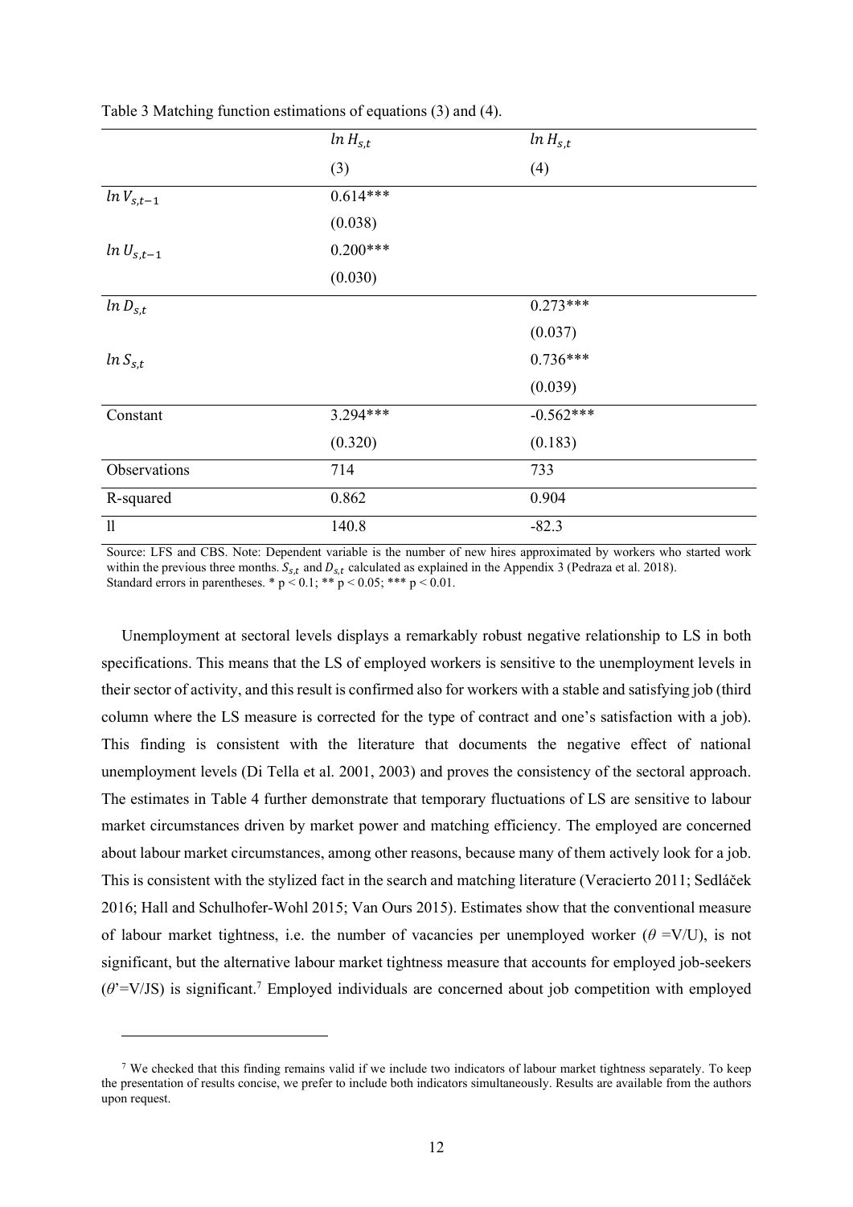Table 3 Matching function estimations of equations (3) and (4).

| | $ln\, H_{s,t}$ | $ln\, H_{s,t}$ |
|---|---|---|
| | (3) | (4) |
| $ln\, V_{s,t-1}$ | 0.614*** | |
| | (0.038) | |
| $ln\, U_{s,t-1}$ | 0.200*** | |
| | (0.030) | |
| $ln\, D_{s,t}$ | | 0.273*** |
| | | (0.037) |
| $ln\, S_{s,t}$ | | 0.736*** |
| | | (0.039) |
| Constant | 3.294*** | -0.562*** |
| | (0.320) | (0.183) |
| Observations | 714 | 733 |
| R-squared | 0.862 | 0.904 |
| ll | 140.8 | -82.3 |

Source: LFS and CBS. Note: Dependent variable is the number of new hires approximated by workers who started work within the previous three months. $S_{s,t}$ and $D_{s,t}$ calculated as explained in the Appendix 3 (Pedraza et al. 2018). Standard errors in parentheses. * $p < 0.1$; ** $p < 0.05$; *** $p < 0.01$.

Unemployment at sectoral levels displays a remarkably robust negative relationship to LS in both specifications. This means that the LS of employed workers is sensitive to the unemployment levels in their sector of activity, and this result is confirmed also for workers with a stable and satisfying job (third column where the LS measure is corrected for the type of contract and one's satisfaction with a job). This finding is consistent with the literature that documents the negative effect of national unemployment levels (Di Tella et al. 2001, 2003) and proves the consistency of the sectoral approach. The estimates in Table 4 further demonstrate that temporary fluctuations of LS are sensitive to labour market circumstances driven by market power and matching efficiency. The employed are concerned about labour market circumstances, among other reasons, because many of them actively look for a job. This is consistent with the stylized fact in the search and matching literature (Veracierto 2011; Sedláček 2016; Hall and Schulhofer-Wohl 2015; Van Ours 2015). Estimates show that the conventional measure of labour market tightness, i.e. the number of vacancies per unemployed worker ($\theta$ =V/U), is not significant, but the alternative labour market tightness measure that accounts for employed job-seekers ($\theta'$=V/JS) is significant.[7] Employed individuals are concerned about job competition with employed

[7] We checked that this finding remains valid if we include two indicators of labour market tightness separately. To keep the presentation of results concise, we prefer to include both indicators simultaneously. Results are available from the authors upon request.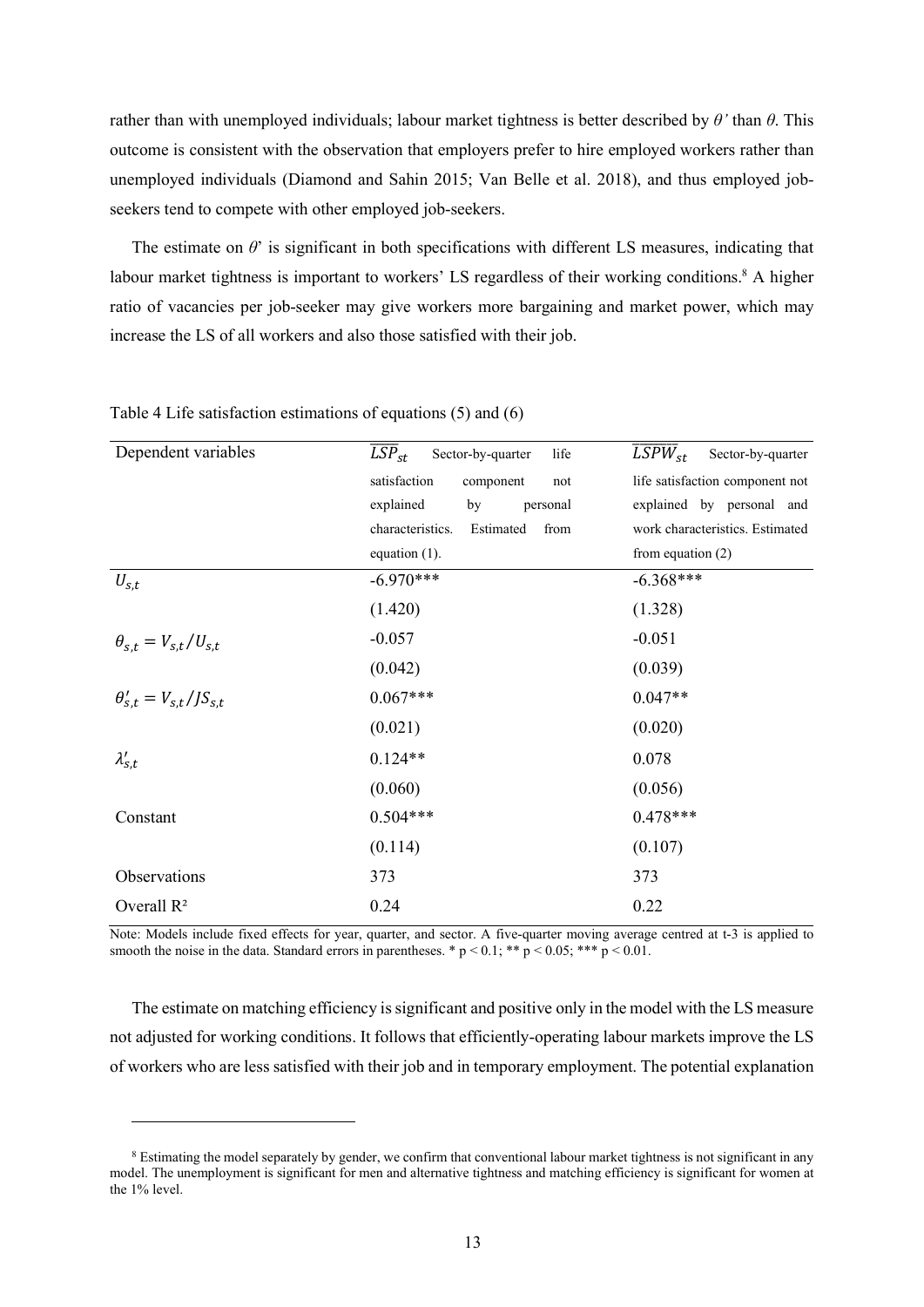rather than with unemployed individuals; labour market tightness is better described by $\theta'$ than $\theta$. This outcome is consistent with the observation that employers prefer to hire employed workers rather than unemployed individuals (Diamond and Sahin 2015; Van Belle et al. 2018), and thus employed job-seekers tend to compete with other employed job-seekers.

The estimate on $\theta'$ is significant in both specifications with different LS measures, indicating that labour market tightness is important to workers' LS regardless of their working conditions.[8] A higher ratio of vacancies per job-seeker may give workers more bargaining and market power, which may increase the LS of all workers and also those satisfied with their job.

Table 4 Life satisfaction estimations of equations (5) and (6)

| Dependent variables | $\overline{LSP}_{st}$ Sector-by-quarter life satisfaction component not explained by personal characteristics. Estimated from equation (1). | $\overline{LSPW}_{st}$ Sector-by-quarter life satisfaction component not explained by personal and work characteristics. Estimated from equation (2) |
|---|---|---|
| $U_{s,t}$ | -6.970*** | -6.368*** |
| | (1.420) | (1.328) |
| $\theta_{s,t} = V_{s,t}/U_{s,t}$ | -0.057 | -0.051 |
| | (0.042) | (0.039) |
| $\theta'_{s,t} = V_{s,t}/JS_{s,t}$ | 0.067*** | 0.047** |
| | (0.021) | (0.020) |
| $\lambda'_{s,t}$ | 0.124** | 0.078 |
| | (0.060) | (0.056) |
| Constant | 0.504*** | 0.478*** |
| | (0.114) | (0.107) |
| Observations | 373 | 373 |
| Overall R² | 0.24 | 0.22 |

Note: Models include fixed effects for year, quarter, and sector. A five-quarter moving average centred at t-3 is applied to smooth the noise in the data. Standard errors in parentheses. * $p < 0.1$; ** $p < 0.05$; *** $p < 0.01$.

The estimate on matching efficiency is significant and positive only in the model with the LS measure not adjusted for working conditions. It follows that efficiently-operating labour markets improve the LS of workers who are less satisfied with their job and in temporary employment. The potential explanation

[8] Estimating the model separately by gender, we confirm that conventional labour market tightness is not significant in any model. The unemployment is significant for men and alternative tightness and matching efficiency is significant for women at the 1% level.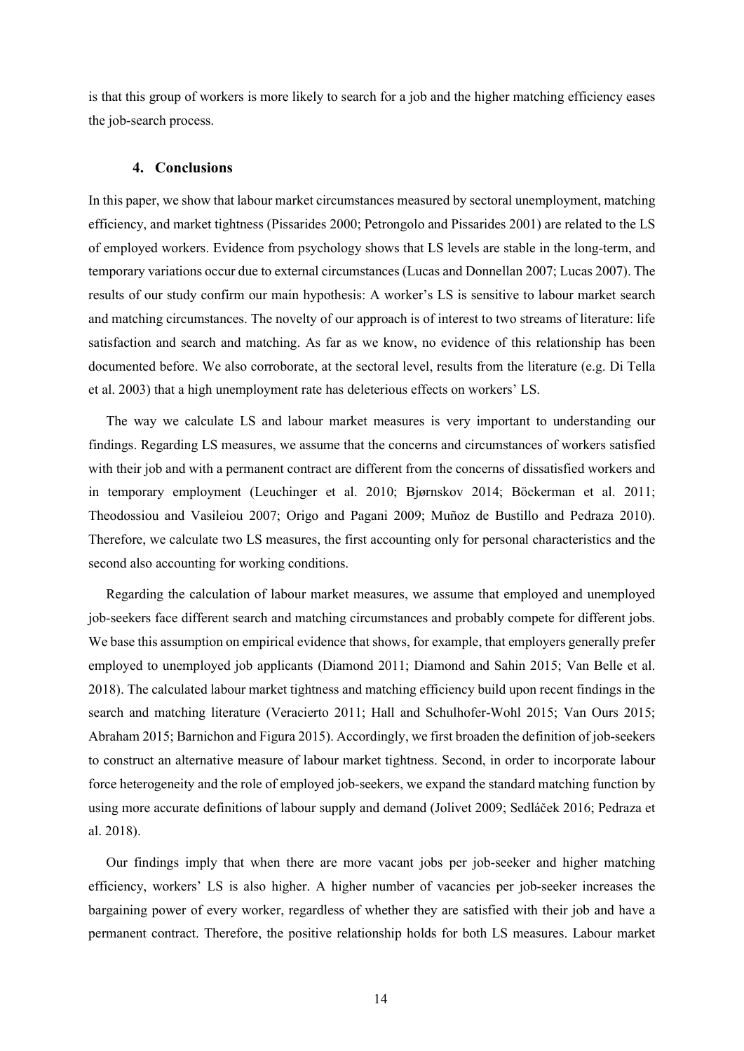is that this group of workers is more likely to search for a job and the higher matching efficiency eases the job-search process.

## 4. Conclusions

In this paper, we show that labour market circumstances measured by sectoral unemployment, matching efficiency, and market tightness (Pissarides 2000; Petrongolo and Pissarides 2001) are related to the LS of employed workers. Evidence from psychology shows that LS levels are stable in the long-term, and temporary variations occur due to external circumstances (Lucas and Donnellan 2007; Lucas 2007). The results of our study confirm our main hypothesis: A worker's LS is sensitive to labour market search and matching circumstances. The novelty of our approach is of interest to two streams of literature: life satisfaction and search and matching. As far as we know, no evidence of this relationship has been documented before. We also corroborate, at the sectoral level, results from the literature (e.g. Di Tella et al. 2003) that a high unemployment rate has deleterious effects on workers' LS.

The way we calculate LS and labour market measures is very important to understanding our findings. Regarding LS measures, we assume that the concerns and circumstances of workers satisfied with their job and with a permanent contract are different from the concerns of dissatisfied workers and in temporary employment (Leuchinger et al. 2010; Bjørnskov 2014; Böckerman et al. 2011; Theodossiou and Vasileiou 2007; Origo and Pagani 2009; Muñoz de Bustillo and Pedraza 2010). Therefore, we calculate two LS measures, the first accounting only for personal characteristics and the second also accounting for working conditions.

Regarding the calculation of labour market measures, we assume that employed and unemployed job-seekers face different search and matching circumstances and probably compete for different jobs. We base this assumption on empirical evidence that shows, for example, that employers generally prefer employed to unemployed job applicants (Diamond 2011; Diamond and Sahin 2015; Van Belle et al. 2018). The calculated labour market tightness and matching efficiency build upon recent findings in the search and matching literature (Veracierto 2011; Hall and Schulhofer-Wohl 2015; Van Ours 2015; Abraham 2015; Barnichon and Figura 2015). Accordingly, we first broaden the definition of job-seekers to construct an alternative measure of labour market tightness. Second, in order to incorporate labour force heterogeneity and the role of employed job-seekers, we expand the standard matching function by using more accurate definitions of labour supply and demand (Jolivet 2009; Sedláček 2016; Pedraza et al. 2018).

Our findings imply that when there are more vacant jobs per job-seeker and higher matching efficiency, workers' LS is also higher. A higher number of vacancies per job-seeker increases the bargaining power of every worker, regardless of whether they are satisfied with their job and have a permanent contract. Therefore, the positive relationship holds for both LS measures. Labour market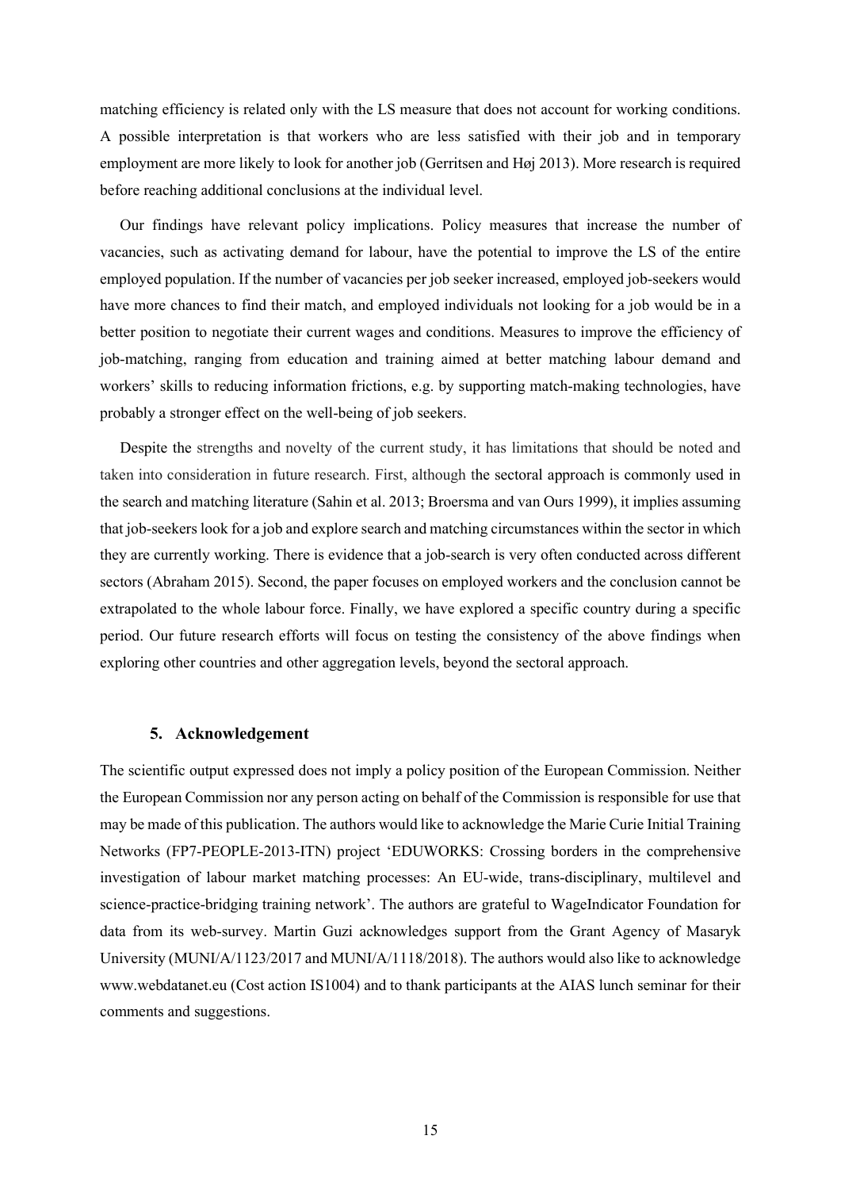matching efficiency is related only with the LS measure that does not account for working conditions. A possible interpretation is that workers who are less satisfied with their job and in temporary employment are more likely to look for another job (Gerritsen and Høj 2013). More research is required before reaching additional conclusions at the individual level.

Our findings have relevant policy implications. Policy measures that increase the number of vacancies, such as activating demand for labour, have the potential to improve the LS of the entire employed population. If the number of vacancies per job seeker increased, employed job-seekers would have more chances to find their match, and employed individuals not looking for a job would be in a better position to negotiate their current wages and conditions. Measures to improve the efficiency of job-matching, ranging from education and training aimed at better matching labour demand and workers' skills to reducing information frictions, e.g. by supporting match-making technologies, have probably a stronger effect on the well-being of job seekers.

Despite the strengths and novelty of the current study, it has limitations that should be noted and taken into consideration in future research. First, although the sectoral approach is commonly used in the search and matching literature (Sahin et al. 2013; Broersma and van Ours 1999), it implies assuming that job-seekers look for a job and explore search and matching circumstances within the sector in which they are currently working. There is evidence that a job-search is very often conducted across different sectors (Abraham 2015). Second, the paper focuses on employed workers and the conclusion cannot be extrapolated to the whole labour force. Finally, we have explored a specific country during a specific period. Our future research efforts will focus on testing the consistency of the above findings when exploring other countries and other aggregation levels, beyond the sectoral approach.

## 5. Acknowledgement

The scientific output expressed does not imply a policy position of the European Commission. Neither the European Commission nor any person acting on behalf of the Commission is responsible for use that may be made of this publication. The authors would like to acknowledge the Marie Curie Initial Training Networks (FP7-PEOPLE-2013-ITN) project 'EDUWORKS: Crossing borders in the comprehensive investigation of labour market matching processes: An EU-wide, trans-disciplinary, multilevel and science-practice-bridging training network'. The authors are grateful to WageIndicator Foundation for data from its web-survey. Martin Guzi acknowledges support from the Grant Agency of Masaryk University (MUNI/A/1123/2017 and MUNI/A/1118/2018). The authors would also like to acknowledge www.webdatanet.eu (Cost action IS1004) and to thank participants at the AIAS lunch seminar for their comments and suggestions.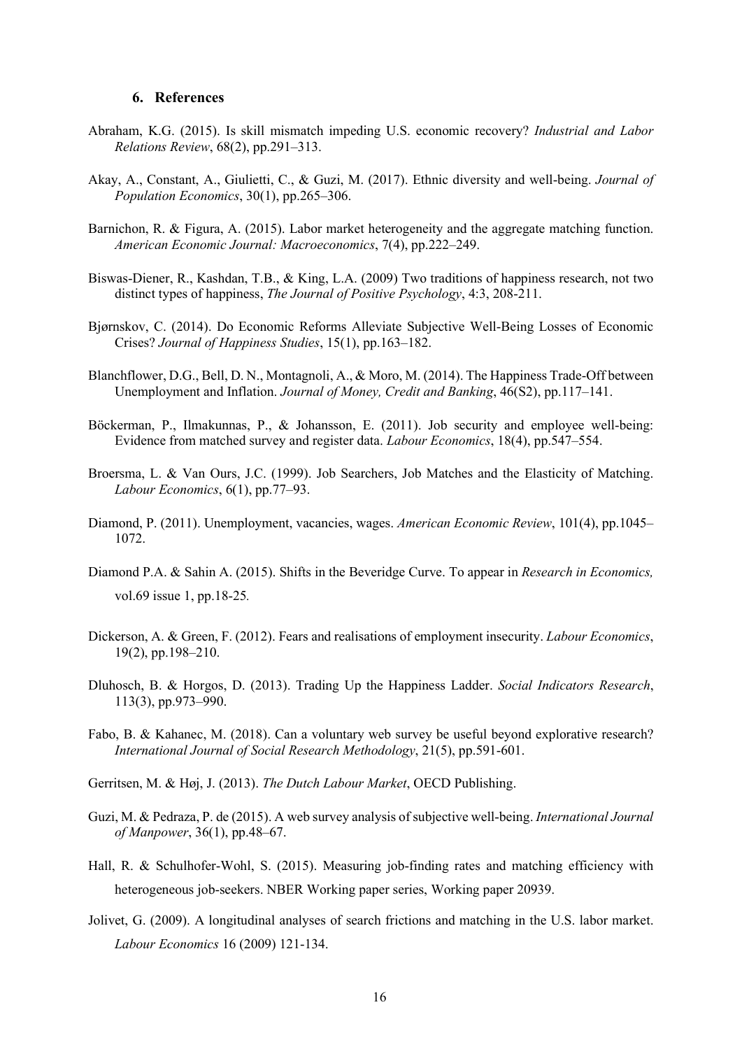## 6. References

Abraham, K.G. (2015). Is skill mismatch impeding U.S. economic recovery? *Industrial and Labor Relations Review*, 68(2), pp.291–313.

Akay, A., Constant, A., Giulietti, C., & Guzi, M. (2017). Ethnic diversity and well-being. *Journal of Population Economics*, 30(1), pp.265–306.

Barnichon, R. & Figura, A. (2015). Labor market heterogeneity and the aggregate matching function. *American Economic Journal: Macroeconomics*, 7(4), pp.222–249.

Biswas-Diener, R., Kashdan, T.B., & King, L.A. (2009) Two traditions of happiness research, not two distinct types of happiness, *The Journal of Positive Psychology*, 4:3, 208-211.

Bjørnskov, C. (2014). Do Economic Reforms Alleviate Subjective Well-Being Losses of Economic Crises? *Journal of Happiness Studies*, 15(1), pp.163–182.

Blanchflower, D.G., Bell, D. N., Montagnoli, A., & Moro, M. (2014). The Happiness Trade-Off between Unemployment and Inflation. *Journal of Money, Credit and Banking*, 46(S2), pp.117–141.

Böckerman, P., Ilmakunnas, P., & Johansson, E. (2011). Job security and employee well-being: Evidence from matched survey and register data. *Labour Economics*, 18(4), pp.547–554.

Broersma, L. & Van Ours, J.C. (1999). Job Searchers, Job Matches and the Elasticity of Matching. *Labour Economics*, 6(1), pp.77–93.

Diamond, P. (2011). Unemployment, vacancies, wages. *American Economic Review*, 101(4), pp.1045–1072.

Diamond P.A. & Sahin A. (2015). Shifts in the Beveridge Curve. To appear in *Research in Economics,* vol.69 issue 1, pp.18-25*.*

Dickerson, A. & Green, F. (2012). Fears and realisations of employment insecurity. *Labour Economics*, 19(2), pp.198–210.

Dluhosch, B. & Horgos, D. (2013). Trading Up the Happiness Ladder. *Social Indicators Research*, 113(3), pp.973–990.

Fabo, B. & Kahanec, M. (2018). Can a voluntary web survey be useful beyond explorative research? *International Journal of Social Research Methodology*, 21(5), pp.591-601.

Gerritsen, M. & Høj, J. (2013). *The Dutch Labour Market*, OECD Publishing.

Guzi, M. & Pedraza, P. de (2015). A web survey analysis of subjective well-being. *International Journal of Manpower*, 36(1), pp.48–67.

Hall, R. & Schulhofer-Wohl, S. (2015). Measuring job-finding rates and matching efficiency with heterogeneous job-seekers. NBER Working paper series, Working paper 20939.

Jolivet, G. (2009). A longitudinal analyses of search frictions and matching in the U.S. labor market. *Labour Economics* 16 (2009) 121-134.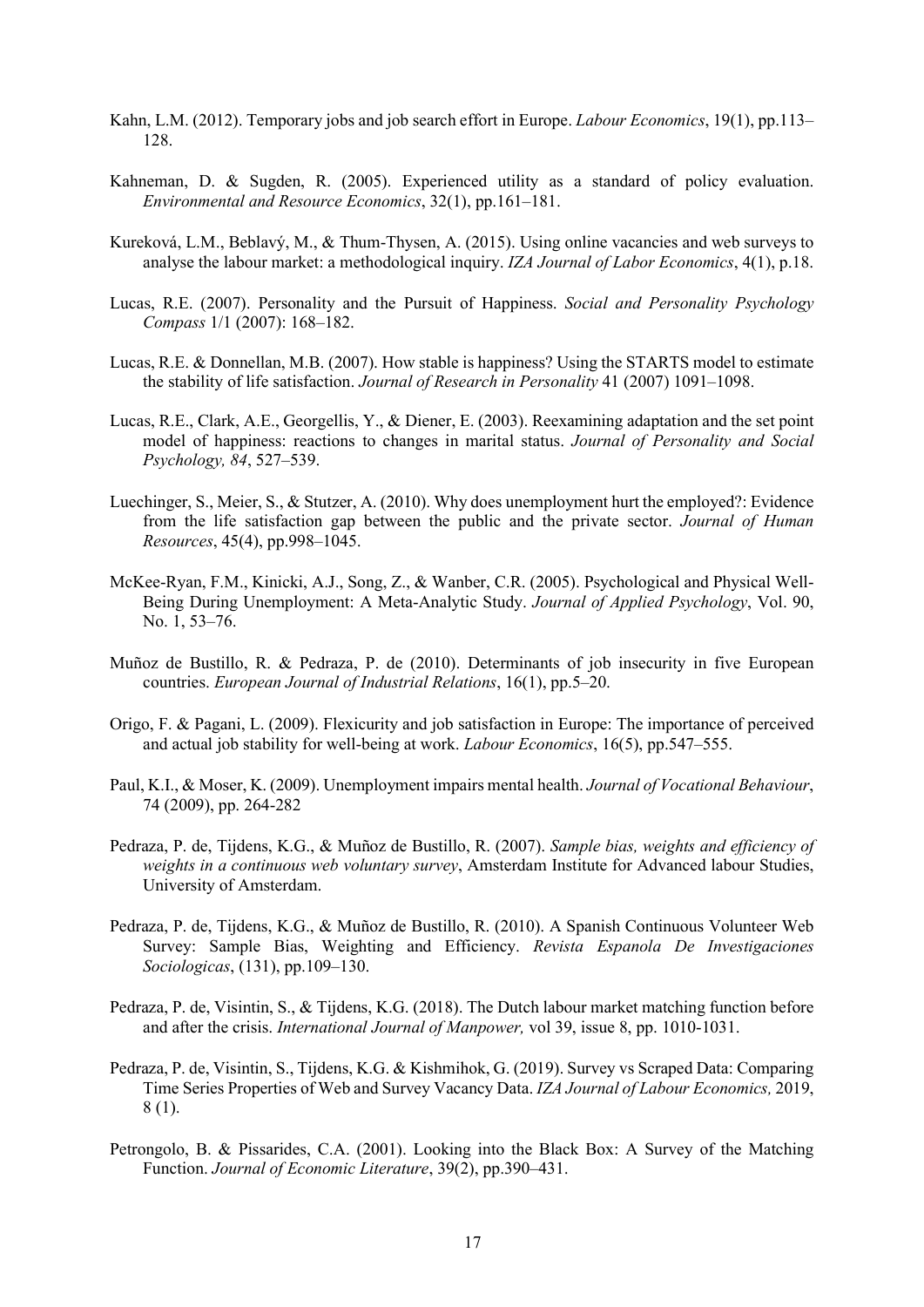Kahn, L.M. (2012). Temporary jobs and job search effort in Europe. *Labour Economics*, 19(1), pp.113–128.

Kahneman, D. & Sugden, R. (2005). Experienced utility as a standard of policy evaluation. *Environmental and Resource Economics*, 32(1), pp.161–181.

Kureková, L.M., Beblavý, M., & Thum-Thysen, A. (2015). Using online vacancies and web surveys to analyse the labour market: a methodological inquiry. *IZA Journal of Labor Economics*, 4(1), p.18.

Lucas, R.E. (2007). Personality and the Pursuit of Happiness. *Social and Personality Psychology Compass* 1/1 (2007): 168–182.

Lucas, R.E. & Donnellan, M.B. (2007). How stable is happiness? Using the STARTS model to estimate the stability of life satisfaction. *Journal of Research in Personality* 41 (2007) 1091–1098.

Lucas, R.E., Clark, A.E., Georgellis, Y., & Diener, E. (2003). Reexamining adaptation and the set point model of happiness: reactions to changes in marital status. *Journal of Personality and Social Psychology, 84*, 527–539.

Luechinger, S., Meier, S., & Stutzer, A. (2010). Why does unemployment hurt the employed?: Evidence from the life satisfaction gap between the public and the private sector. *Journal of Human Resources*, 45(4), pp.998–1045.

McKee-Ryan, F.M., Kinicki, A.J., Song, Z., & Wanber, C.R. (2005). Psychological and Physical Well-Being During Unemployment: A Meta-Analytic Study. *Journal of Applied Psychology*, Vol. 90, No. 1, 53–76.

Muñoz de Bustillo, R. & Pedraza, P. de (2010). Determinants of job insecurity in five European countries. *European Journal of Industrial Relations*, 16(1), pp.5–20.

Origo, F. & Pagani, L. (2009). Flexicurity and job satisfaction in Europe: The importance of perceived and actual job stability for well-being at work. *Labour Economics*, 16(5), pp.547–555.

Paul, K.I., & Moser, K. (2009). Unemployment impairs mental health. *Journal of Vocational Behaviour*, 74 (2009), pp. 264-282

Pedraza, P. de, Tijdens, K.G., & Muñoz de Bustillo, R. (2007). *Sample bias, weights and efficiency of weights in a continuous web voluntary survey*, Amsterdam Institute for Advanced labour Studies, University of Amsterdam.

Pedraza, P. de, Tijdens, K.G., & Muñoz de Bustillo, R. (2010). A Spanish Continuous Volunteer Web Survey: Sample Bias, Weighting and Efficiency. *Revista Espanola De Investigaciones Sociologicas*, (131), pp.109–130.

Pedraza, P. de, Visintin, S., & Tijdens, K.G. (2018). The Dutch labour market matching function before and after the crisis. *International Journal of Manpower,* vol 39, issue 8, pp. 1010-1031.

Pedraza, P. de, Visintin, S., Tijdens, K.G. & Kishmihok, G. (2019). Survey vs Scraped Data: Comparing Time Series Properties of Web and Survey Vacancy Data. *IZA Journal of Labour Economics,* 2019, 8 (1).

Petrongolo, B. & Pissarides, C.A. (2001). Looking into the Black Box: A Survey of the Matching Function. *Journal of Economic Literature*, 39(2), pp.390–431.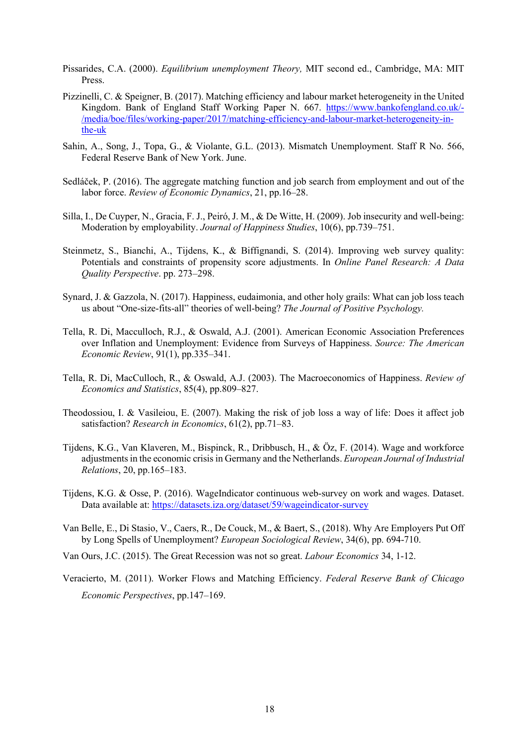Pissarides, C.A. (2000). *Equilibrium unemployment Theory,* MIT second ed., Cambridge, MA: MIT Press.

Pizzinelli, C. & Speigner, B. (2017). Matching efficiency and labour market heterogeneity in the United Kingdom. Bank of England Staff Working Paper N. 667. https://www.bankofengland.co.uk/-/media/boe/files/working-paper/2017/matching-efficiency-and-labour-market-heterogeneity-in-the-uk

Sahin, A., Song, J., Topa, G., & Violante, G.L. (2013). Mismatch Unemployment. Staff R No. 566, Federal Reserve Bank of New York. June.

Sedláček, P. (2016). The aggregate matching function and job search from employment and out of the labor force. *Review of Economic Dynamics*, 21, pp.16–28.

Silla, I., De Cuyper, N., Gracia, F. J., Peiró, J. M., & De Witte, H. (2009). Job insecurity and well-being: Moderation by employability. *Journal of Happiness Studies*, 10(6), pp.739–751.

Steinmetz, S., Bianchi, A., Tijdens, K., & Biffignandi, S. (2014). Improving web survey quality: Potentials and constraints of propensity score adjustments. In *Online Panel Research: A Data Quality Perspective*. pp. 273–298.

Synard, J. & Gazzola, N. (2017). Happiness, eudaimonia, and other holy grails: What can job loss teach us about "One-size-fits-all" theories of well-being? *The Journal of Positive Psychology.*

Tella, R. Di, Macculloch, R.J., & Oswald, A.J. (2001). American Economic Association Preferences over Inflation and Unemployment: Evidence from Surveys of Happiness. *Source: The American Economic Review*, 91(1), pp.335–341.

Tella, R. Di, MacCulloch, R., & Oswald, A.J. (2003). The Macroeconomics of Happiness. *Review of Economics and Statistics*, 85(4), pp.809–827.

Theodossiou, I. & Vasileiou, E. (2007). Making the risk of job loss a way of life: Does it affect job satisfaction? *Research in Economics*, 61(2), pp.71–83.

Tijdens, K.G., Van Klaveren, M., Bispinck, R., Dribbusch, H., & Öz, F. (2014). Wage and workforce adjustments in the economic crisis in Germany and the Netherlands. *European Journal of Industrial Relations*, 20, pp.165–183.

Tijdens, K.G. & Osse, P. (2016). WageIndicator continuous web-survey on work and wages. Dataset. Data available at: https://datasets.iza.org/dataset/59/wageindicator-survey

Van Belle, E., Di Stasio, V., Caers, R., De Couck, M., & Baert, S., (2018). Why Are Employers Put Off by Long Spells of Unemployment? *European Sociological Review*, 34(6), pp. 694-710.

Van Ours, J.C. (2015). The Great Recession was not so great. *Labour Economics* 34, 1-12.

Veracierto, M. (2011). Worker Flows and Matching Efficiency. *Federal Reserve Bank of Chicago Economic Perspectives*, pp.147–169.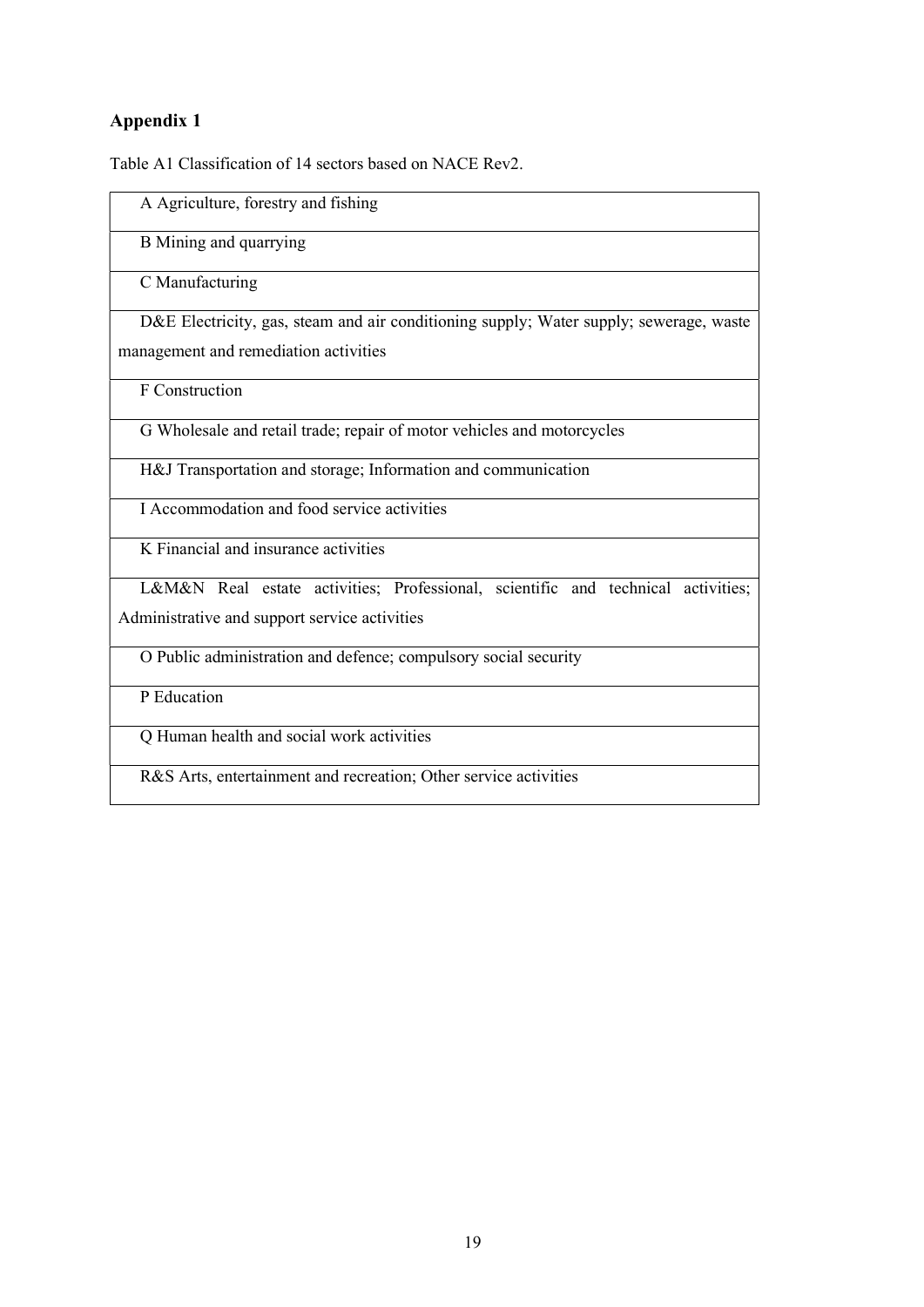## Appendix 1

Table A1 Classification of 14 sectors based on NACE Rev2.

| |
|---|
| A Agriculture, forestry and fishing |
| B Mining and quarrying |
| C Manufacturing |
| D&E Electricity, gas, steam and air conditioning supply; Water supply; sewerage, waste management and remediation activities |
| F Construction |
| G Wholesale and retail trade; repair of motor vehicles and motorcycles |
| H&J Transportation and storage; Information and communication |
| I Accommodation and food service activities |
| K Financial and insurance activities |
| L&M&N Real estate activities; Professional, scientific and technical activities; Administrative and support service activities |
| O Public administration and defence; compulsory social security |
| P Education |
| Q Human health and social work activities |
| R&S Arts, entertainment and recreation; Other service activities |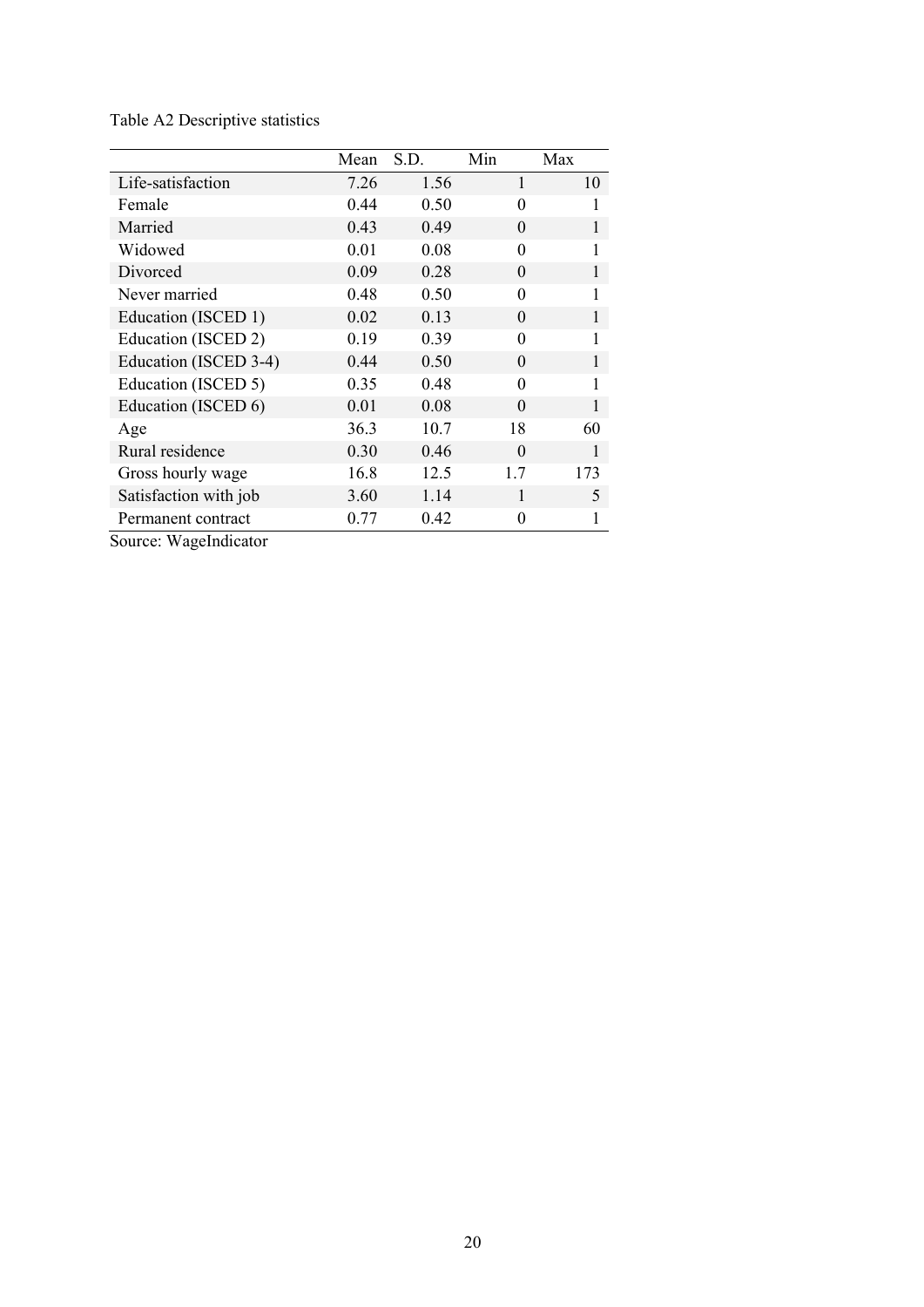Table A2 Descriptive statistics

| | Mean | S.D. | Min | Max |
|---|---|---|---|---|
| Life-satisfaction | 7.26 | 1.56 | 1 | 10 |
| Female | 0.44 | 0.50 | 0 | 1 |
| Married | 0.43 | 0.49 | 0 | 1 |
| Widowed | 0.01 | 0.08 | 0 | 1 |
| Divorced | 0.09 | 0.28 | 0 | 1 |
| Never married | 0.48 | 0.50 | 0 | 1 |
| Education (ISCED 1) | 0.02 | 0.13 | 0 | 1 |
| Education (ISCED 2) | 0.19 | 0.39 | 0 | 1 |
| Education (ISCED 3-4) | 0.44 | 0.50 | 0 | 1 |
| Education (ISCED 5) | 0.35 | 0.48 | 0 | 1 |
| Education (ISCED 6) | 0.01 | 0.08 | 0 | 1 |
| Age | 36.3 | 10.7 | 18 | 60 |
| Rural residence | 0.30 | 0.46 | 0 | 1 |
| Gross hourly wage | 16.8 | 12.5 | 1.7 | 173 |
| Satisfaction with job | 3.60 | 1.14 | 1 | 5 |
| Permanent contract | 0.77 | 0.42 | 0 | 1 |

Source: WageIndicator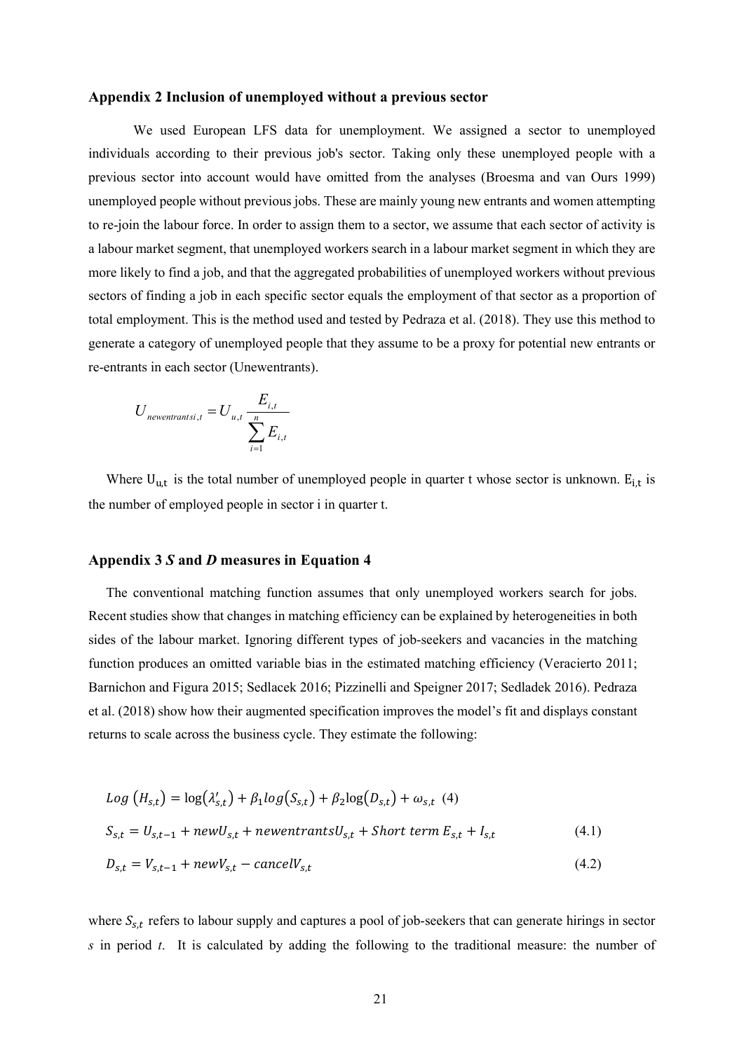### Appendix 2 Inclusion of unemployed without a previous sector

We used European LFS data for unemployment. We assigned a sector to unemployed individuals according to their previous job's sector. Taking only these unemployed people with a previous sector into account would have omitted from the analyses (Broesma and van Ours 1999) unemployed people without previous jobs. These are mainly young new entrants and women attempting to re-join the labour force. In order to assign them to a sector, we assume that each sector of activity is a labour market segment, that unemployed workers search in a labour market segment in which they are more likely to find a job, and that the aggregated probabilities of unemployed workers without previous sectors of finding a job in each specific sector equals the employment of that sector as a proportion of total employment. This is the method used and tested by Pedraza et al. (2018). They use this method to generate a category of unemployed people that they assume to be a proxy for potential new entrants or re-entrants in each sector (Unewentrants).

$$U_{newentrantsi,t} = U_{u,t} \frac{E_{i,t}}{\sum_{i=1}^{n} E_{i,t}}$$

Where $U_{u,t}$ is the total number of unemployed people in quarter t whose sector is unknown. $E_{i,t}$ is the number of employed people in sector i in quarter t.

### Appendix 3 *S* and *D* measures in Equation 4

The conventional matching function assumes that only unemployed workers search for jobs. Recent studies show that changes in matching efficiency can be explained by heterogeneities in both sides of the labour market. Ignoring different types of job-seekers and vacancies in the matching function produces an omitted variable bias in the estimated matching efficiency (Veracierto 2011; Barnichon and Figura 2015; Sedlacek 2016; Pizzinelli and Speigner 2017; Sedladek 2016). Pedraza et al. (2018) show how their augmented specification improves the model's fit and displays constant returns to scale across the business cycle. They estimate the following:

$$Log\ (H_{s,t}) = \log(\lambda'_{s,t}) + \beta_1 log(S_{s,t}) + \beta_2 \log(D_{s,t}) + \omega_{s,t} \quad (4)$$

$$S_{s,t} = U_{s,t-1} + newU_{s,t} + newentrantsU_{s,t} + Short\ term\ E_{s,t} + I_{s,t} \quad (4.1)$$

$$D_{s,t} = V_{s,t-1} + newV_{s,t} - cancelV_{s,t} \quad (4.2)$$

where $S_{s,t}$ refers to labour supply and captures a pool of job-seekers that can generate hirings in sector *s* in period *t*. It is calculated by adding the following to the traditional measure: the number of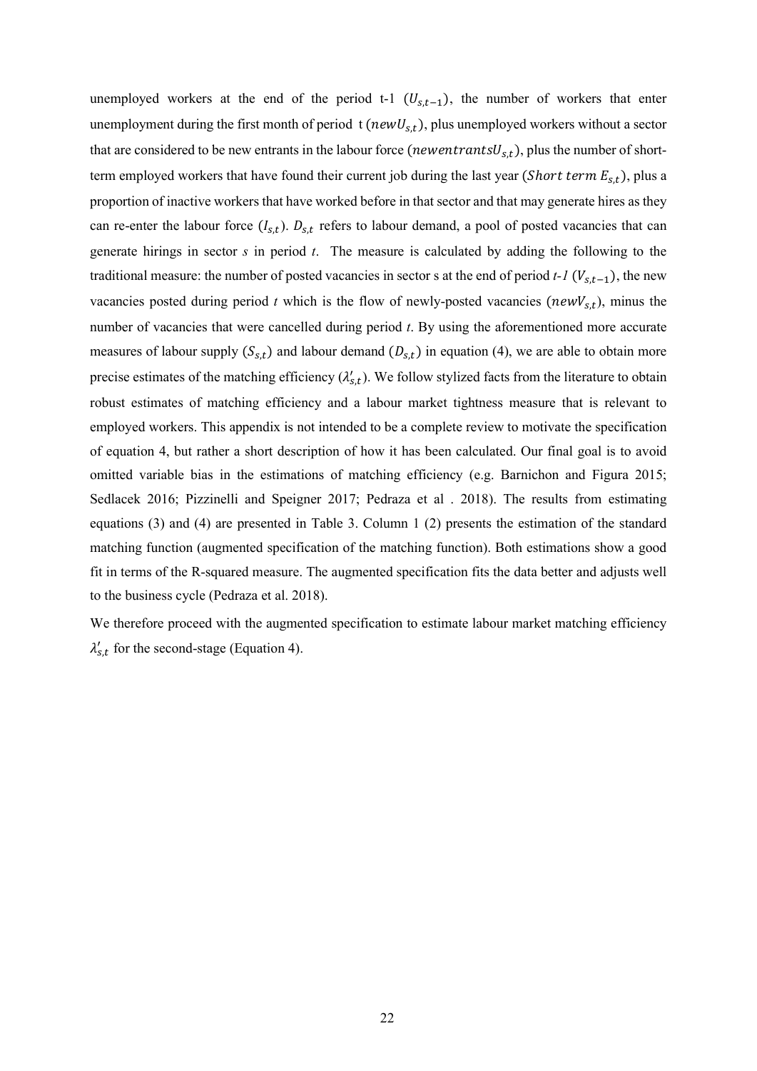unemployed workers at the end of the period t-1 ($U_{s,t-1}$), the number of workers that enter unemployment during the first month of period t ($newU_{s,t}$), plus unemployed workers without a sector that are considered to be new entrants in the labour force ($newentrantsU_{s,t}$), plus the number of short-term employed workers that have found their current job during the last year ($Short\ term\ E_{s,t}$), plus a proportion of inactive workers that have worked before in that sector and that may generate hires as they can re-enter the labour force ($I_{s,t}$). $D_{s,t}$ refers to labour demand, a pool of posted vacancies that can generate hirings in sector *s* in period *t*. The measure is calculated by adding the following to the traditional measure: the number of posted vacancies in sector s at the end of period *t-1* ($V_{s,t-1}$), the new vacancies posted during period *t* which is the flow of newly-posted vacancies ($newV_{s,t}$), minus the number of vacancies that were cancelled during period *t*. By using the aforementioned more accurate measures of labour supply ($S_{s,t}$) and labour demand ($D_{s,t}$) in equation (4), we are able to obtain more precise estimates of the matching efficiency ($\lambda'_{s,t}$). We follow stylized facts from the literature to obtain robust estimates of matching efficiency and a labour market tightness measure that is relevant to employed workers. This appendix is not intended to be a complete review to motivate the specification of equation 4, but rather a short description of how it has been calculated. Our final goal is to avoid omitted variable bias in the estimations of matching efficiency (e.g. Barnichon and Figura 2015; Sedlacek 2016; Pizzinelli and Speigner 2017; Pedraza et al . 2018). The results from estimating equations (3) and (4) are presented in Table 3. Column 1 (2) presents the estimation of the standard matching function (augmented specification of the matching function). Both estimations show a good fit in terms of the R-squared measure. The augmented specification fits the data better and adjusts well to the business cycle (Pedraza et al. 2018).

We therefore proceed with the augmented specification to estimate labour market matching efficiency $\lambda'_{s,t}$ for the second-stage (Equation 4).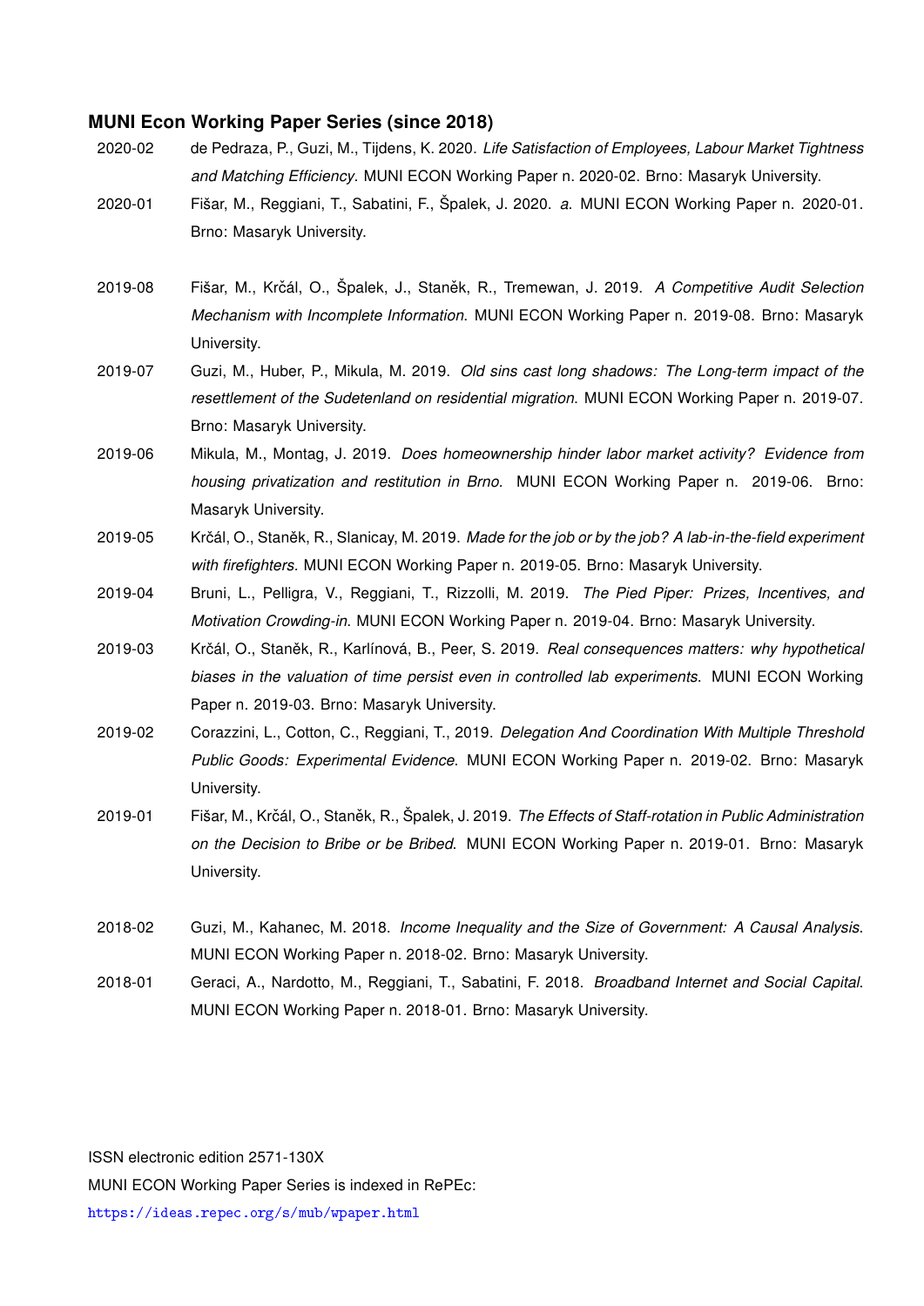## MUNI Econ Working Paper Series (since 2018)

2020-02 de Pedraza, P., Guzi, M., Tijdens, K. 2020. *Life Satisfaction of Employees, Labour Market Tightness and Matching Efficiency*. MUNI ECON Working Paper n. 2020-02. Brno: Masaryk University.

2020-01 Fišar, M., Reggiani, T., Sabatini, F., Špalek, J. 2020. *a*. MUNI ECON Working Paper n. 2020-01. Brno: Masaryk University.

2019-08 Fišar, M., Krčál, O., Špalek, J., Staněk, R., Tremewan, J. 2019. *A Competitive Audit Selection Mechanism with Incomplete Information*. MUNI ECON Working Paper n. 2019-08. Brno: Masaryk University.

2019-07 Guzi, M., Huber, P., Mikula, M. 2019. *Old sins cast long shadows: The Long-term impact of the resettlement of the Sudetenland on residential migration*. MUNI ECON Working Paper n. 2019-07. Brno: Masaryk University.

2019-06 Mikula, M., Montag, J. 2019. *Does homeownership hinder labor market activity? Evidence from housing privatization and restitution in Brno.* MUNI ECON Working Paper n. 2019-06. Brno: Masaryk University.

2019-05 Krčál, O., Staněk, R., Slanicay, M. 2019. *Made for the job or by the job? A lab-in-the-field experiment with firefighters.* MUNI ECON Working Paper n. 2019-05. Brno: Masaryk University.

2019-04 Bruni, L., Pelligra, V., Reggiani, T., Rizzolli, M. 2019. *The Pied Piper: Prizes, Incentives, and Motivation Crowding-in*. MUNI ECON Working Paper n. 2019-04. Brno: Masaryk University.

2019-03 Krčál, O., Staněk, R., Karlínová, B., Peer, S. 2019. *Real consequences matters: why hypothetical biases in the valuation of time persist even in controlled lab experiments*. MUNI ECON Working Paper n. 2019-03. Brno: Masaryk University.

2019-02 Corazzini, L., Cotton, C., Reggiani, T., 2019. *Delegation And Coordination With Multiple Threshold Public Goods: Experimental Evidence*. MUNI ECON Working Paper n. 2019-02. Brno: Masaryk University.

2019-01 Fišar, M., Krčál, O., Staněk, R., Špalek, J. 2019. *The Effects of Staff-rotation in Public Administration on the Decision to Bribe or be Bribed*. MUNI ECON Working Paper n. 2019-01. Brno: Masaryk University.

2018-02 Guzi, M., Kahanec, M. 2018. *Income Inequality and the Size of Government: A Causal Analysis*. MUNI ECON Working Paper n. 2018-02. Brno: Masaryk University.

2018-01 Geraci, A., Nardotto, M., Reggiani, T., Sabatini, F. 2018. *Broadband Internet and Social Capital*. MUNI ECON Working Paper n. 2018-01. Brno: Masaryk University.

ISSN electronic edition 2571-130X

MUNI ECON Working Paper Series is indexed in RePEc:
https://ideas.repec.org/s/mub/wpaper.html